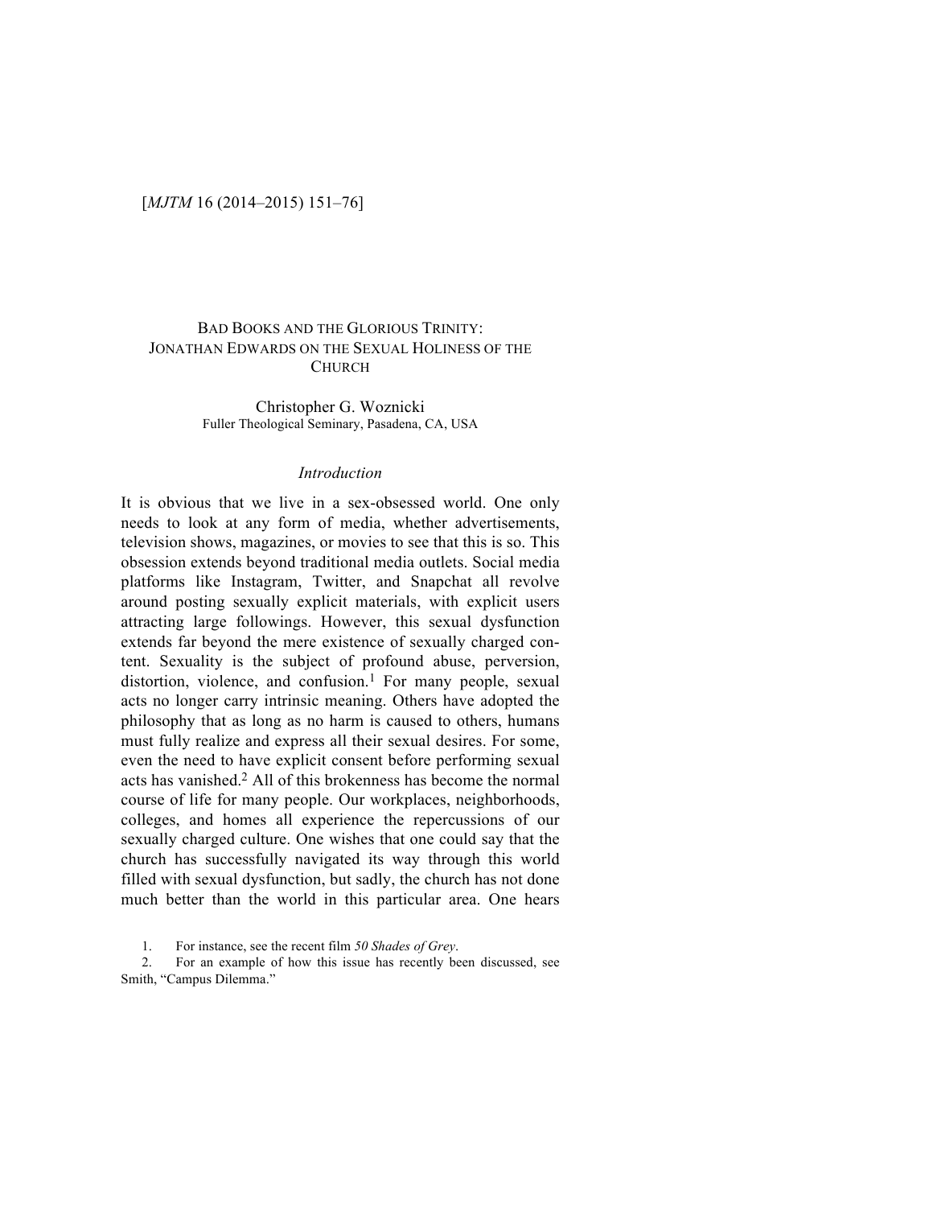# Bad Books and the Glorious Trinity: Jonathan Edwards on the Sexual Holiness of the Church

Christopher G. Woznicki
Fuller Theological Seminary, Pasadena, CA, USA

## Introduction

It is obvious that we live in a sex-obsessed world. One only needs to look at any form of media, whether advertisements, television shows, magazines, or movies to see that this is so. This obsession extends beyond traditional media outlets. Social media platforms like Instagram, Twitter, and Snapchat all revolve around posting sexually explicit materials, with explicit users attracting large followings. However, this sexual dysfunction extends far beyond the mere existence of sexually charged content. Sexuality is the subject of profound abuse, perversion, distortion, violence, and confusion.[1] For many people, sexual acts no longer carry intrinsic meaning. Others have adopted the philosophy that as long as no harm is caused to others, humans must fully realize and express all their sexual desires. For some, even the need to have explicit consent before performing sexual acts has vanished.[2] All of this brokenness has become the normal course of life for many people. Our workplaces, neighborhoods, colleges, and homes all experience the repercussions of our sexually charged culture. One wishes that one could say that the church has successfully navigated its way through this world filled with sexual dysfunction, but sadly, the church has not done much better than the world in this particular area. One hears

1. For instance, see the recent film *50 Shades of Grey*.

2. For an example of how this issue has recently been discussed, see Smith, "Campus Dilemma."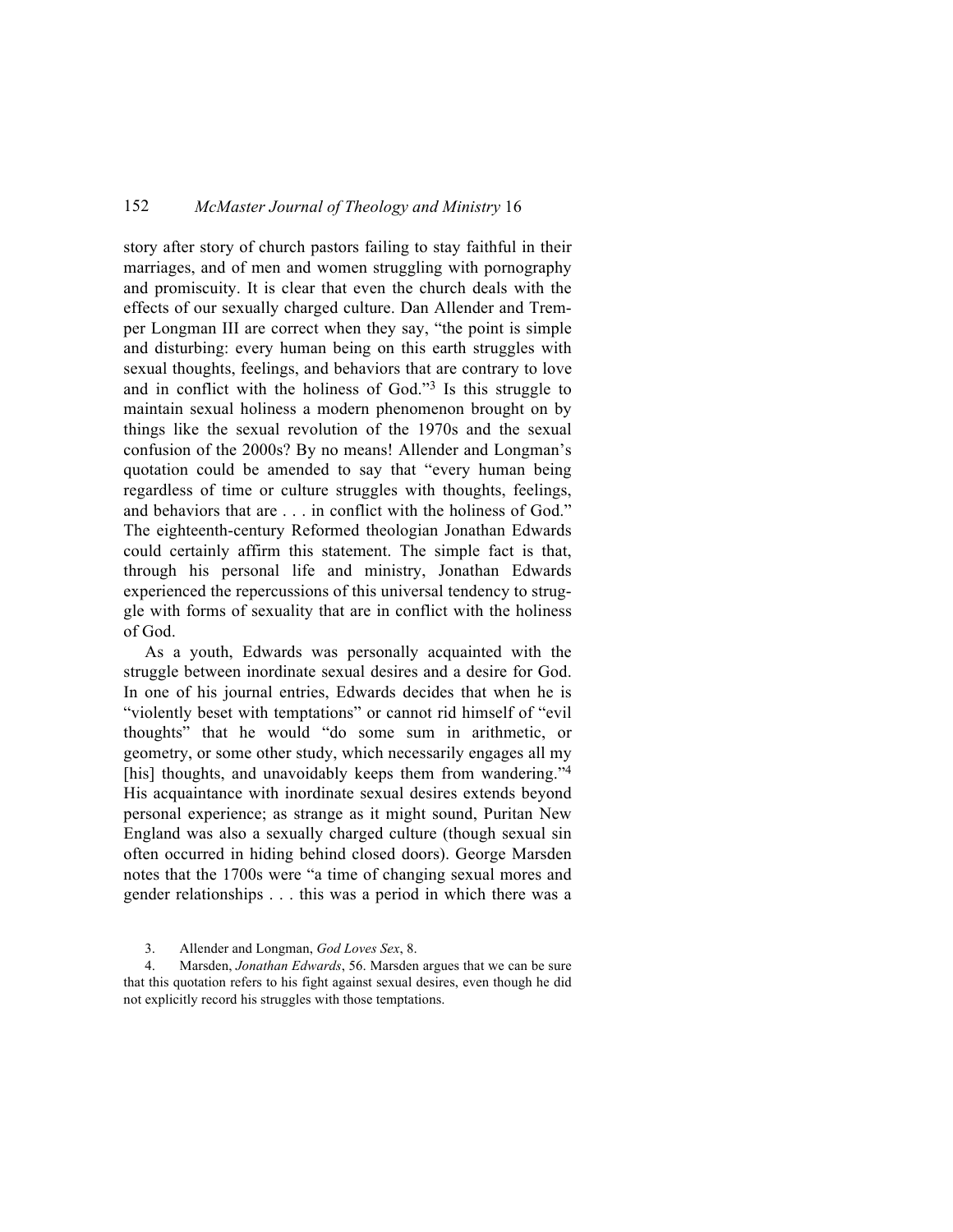story after story of church pastors failing to stay faithful in their marriages, and of men and women struggling with pornography and promiscuity. It is clear that even the church deals with the effects of our sexually charged culture. Dan Allender and Tremper Longman III are correct when they say, "the point is simple and disturbing: every human being on this earth struggles with sexual thoughts, feelings, and behaviors that are contrary to love and in conflict with the holiness of God."[3] Is this struggle to maintain sexual holiness a modern phenomenon brought on by things like the sexual revolution of the 1970s and the sexual confusion of the 2000s? By no means! Allender and Longman's quotation could be amended to say that "every human being regardless of time or culture struggles with thoughts, feelings, and behaviors that are . . . in conflict with the holiness of God." The eighteenth-century Reformed theologian Jonathan Edwards could certainly affirm this statement. The simple fact is that, through his personal life and ministry, Jonathan Edwards experienced the repercussions of this universal tendency to struggle with forms of sexuality that are in conflict with the holiness of God.

As a youth, Edwards was personally acquainted with the struggle between inordinate sexual desires and a desire for God. In one of his journal entries, Edwards decides that when he is "violently beset with temptations" or cannot rid himself of "evil thoughts" that he would "do some sum in arithmetic, or geometry, or some other study, which necessarily engages all my [his] thoughts, and unavoidably keeps them from wandering."[4] His acquaintance with inordinate sexual desires extends beyond personal experience; as strange as it might sound, Puritan New England was also a sexually charged culture (though sexual sin often occurred in hiding behind closed doors). George Marsden notes that the 1700s were "a time of changing sexual mores and gender relationships . . . this was a period in which there was a

3. Allender and Longman, *God Loves Sex*, 8.

4. Marsden, *Jonathan Edwards*, 56. Marsden argues that we can be sure that this quotation refers to his fight against sexual desires, even though he did not explicitly record his struggles with those temptations.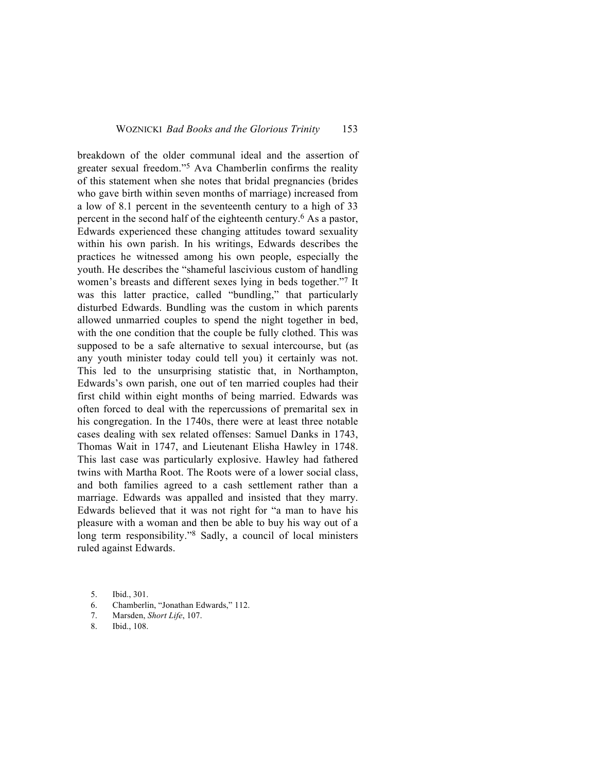breakdown of the older communal ideal and the assertion of greater sexual freedom."[5] Ava Chamberlin confirms the reality of this statement when she notes that bridal pregnancies (brides who gave birth within seven months of marriage) increased from a low of 8.1 percent in the seventeenth century to a high of 33 percent in the second half of the eighteenth century.[6] As a pastor, Edwards experienced these changing attitudes toward sexuality within his own parish. In his writings, Edwards describes the practices he witnessed among his own people, especially the youth. He describes the "shameful lascivious custom of handling women's breasts and different sexes lying in beds together."[7] It was this latter practice, called "bundling," that particularly disturbed Edwards. Bundling was the custom in which parents allowed unmarried couples to spend the night together in bed, with the one condition that the couple be fully clothed. This was supposed to be a safe alternative to sexual intercourse, but (as any youth minister today could tell you) it certainly was not. This led to the unsurprising statistic that, in Northampton, Edwards's own parish, one out of ten married couples had their first child within eight months of being married. Edwards was often forced to deal with the repercussions of premarital sex in his congregation. In the 1740s, there were at least three notable cases dealing with sex related offenses: Samuel Danks in 1743, Thomas Wait in 1747, and Lieutenant Elisha Hawley in 1748. This last case was particularly explosive. Hawley had fathered twins with Martha Root. The Roots were of a lower social class, and both families agreed to a cash settlement rather than a marriage. Edwards was appalled and insisted that they marry. Edwards believed that it was not right for "a man to have his pleasure with a woman and then be able to buy his way out of a long term responsibility."[8] Sadly, a council of local ministers ruled against Edwards.

5. Ibid., 301.
6. Chamberlin, "Jonathan Edwards," 112.
7. Marsden, *Short Life*, 107.
8. Ibid., 108.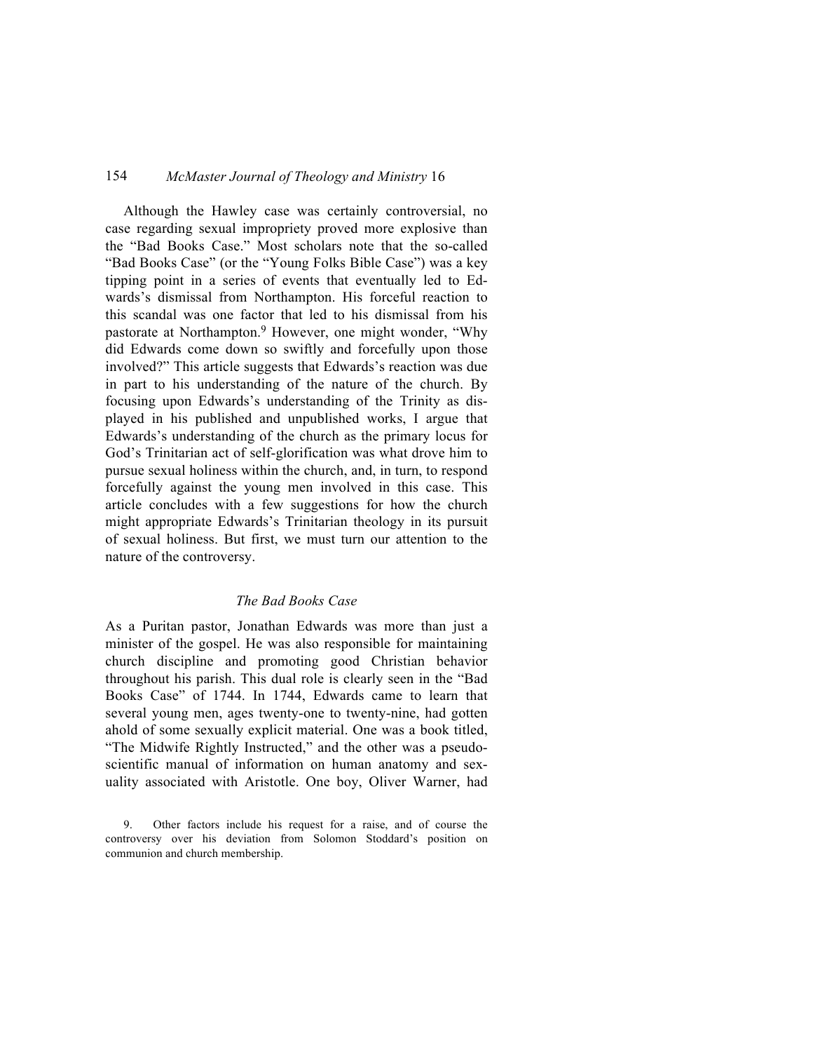Although the Hawley case was certainly controversial, no case regarding sexual impropriety proved more explosive than the "Bad Books Case." Most scholars note that the so-called "Bad Books Case" (or the "Young Folks Bible Case") was a key tipping point in a series of events that eventually led to Edwards's dismissal from Northampton. His forceful reaction to this scandal was one factor that led to his dismissal from his pastorate at Northampton.[9] However, one might wonder, "Why did Edwards come down so swiftly and forcefully upon those involved?" This article suggests that Edwards's reaction was due in part to his understanding of the nature of the church. By focusing upon Edwards's understanding of the Trinity as displayed in his published and unpublished works, I argue that Edwards's understanding of the church as the primary locus for God's Trinitarian act of self-glorification was what drove him to pursue sexual holiness within the church, and, in turn, to respond forcefully against the young men involved in this case. This article concludes with a few suggestions for how the church might appropriate Edwards's Trinitarian theology in its pursuit of sexual holiness. But first, we must turn our attention to the nature of the controversy.

### *The Bad Books Case*

As a Puritan pastor, Jonathan Edwards was more than just a minister of the gospel. He was also responsible for maintaining church discipline and promoting good Christian behavior throughout his parish. This dual role is clearly seen in the "Bad Books Case" of 1744. In 1744, Edwards came to learn that several young men, ages twenty-one to twenty-nine, had gotten ahold of some sexually explicit material. One was a book titled, "The Midwife Rightly Instructed," and the other was a pseudo-scientific manual of information on human anatomy and sexuality associated with Aristotle. One boy, Oliver Warner, had

9. Other factors include his request for a raise, and of course the controversy over his deviation from Solomon Stoddard's position on communion and church membership.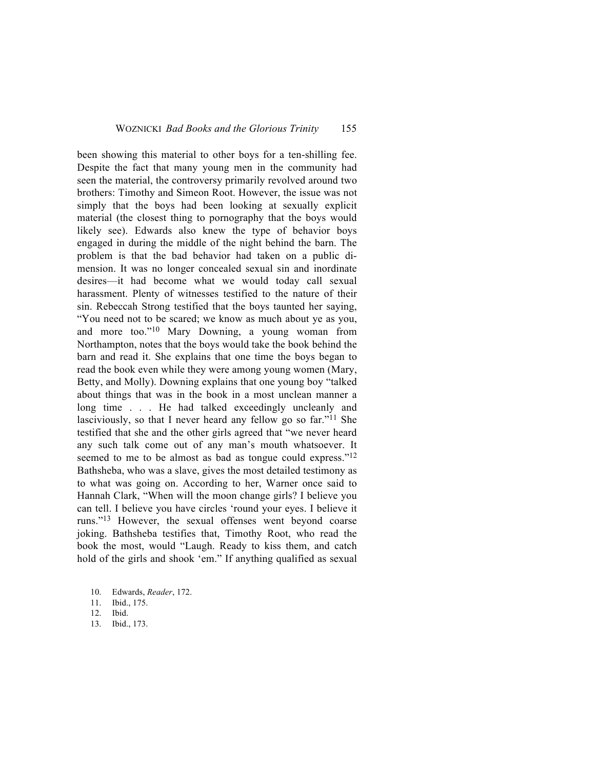been showing this material to other boys for a ten-shilling fee. Despite the fact that many young men in the community had seen the material, the controversy primarily revolved around two brothers: Timothy and Simeon Root. However, the issue was not simply that the boys had been looking at sexually explicit material (the closest thing to pornography that the boys would likely see). Edwards also knew the type of behavior boys engaged in during the middle of the night behind the barn. The problem is that the bad behavior had taken on a public dimension. It was no longer concealed sexual sin and inordinate desires—it had become what we would today call sexual harassment. Plenty of witnesses testified to the nature of their sin. Rebeccah Strong testified that the boys taunted her saying, "You need not to be scared; we know as much about ye as you, and more too."[10] Mary Downing, a young woman from Northampton, notes that the boys would take the book behind the barn and read it. She explains that one time the boys began to read the book even while they were among young women (Mary, Betty, and Molly). Downing explains that one young boy "talked about things that was in the book in a most unclean manner a long time . . . He had talked exceedingly uncleanly and lasciviously, so that I never heard any fellow go so far."[11] She testified that she and the other girls agreed that "we never heard any such talk come out of any man's mouth whatsoever. It seemed to me to be almost as bad as tongue could express."[12] Bathsheba, who was a slave, gives the most detailed testimony as to what was going on. According to her, Warner once said to Hannah Clark, "When will the moon change girls? I believe you can tell. I believe you have circles 'round your eyes. I believe it runs."[13] However, the sexual offenses went beyond coarse joking. Bathsheba testifies that, Timothy Root, who read the book the most, would "Laugh. Ready to kiss them, and catch hold of the girls and shook 'em." If anything qualified as sexual

10. Edwards, *Reader*, 172.
11. Ibid., 175.
12. Ibid.
13. Ibid., 173.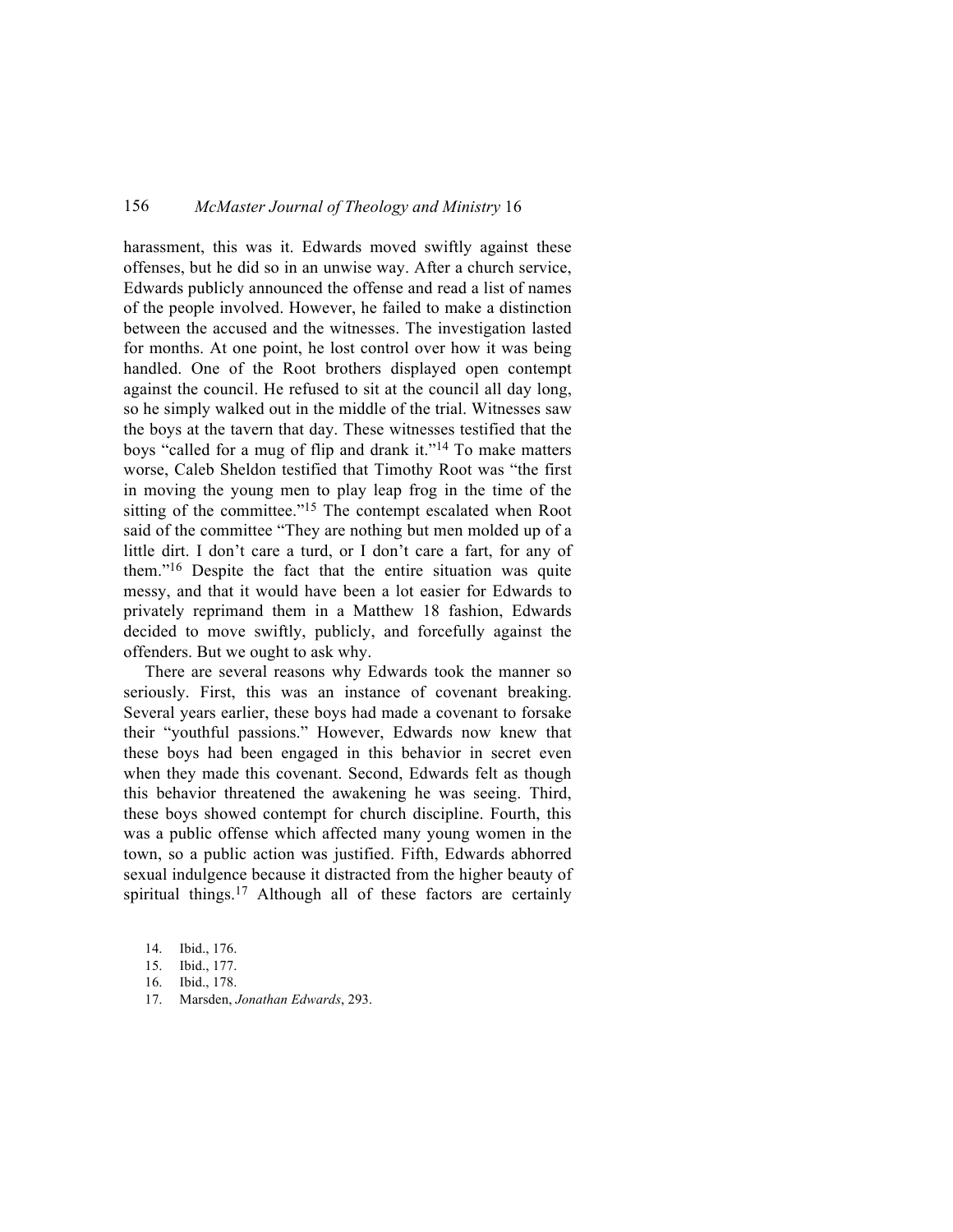harassment, this was it. Edwards moved swiftly against these offenses, but he did so in an unwise way. After a church service, Edwards publicly announced the offense and read a list of names of the people involved. However, he failed to make a distinction between the accused and the witnesses. The investigation lasted for months. At one point, he lost control over how it was being handled. One of the Root brothers displayed open contempt against the council. He refused to sit at the council all day long, so he simply walked out in the middle of the trial. Witnesses saw the boys at the tavern that day. These witnesses testified that the boys "called for a mug of flip and drank it."[14] To make matters worse, Caleb Sheldon testified that Timothy Root was "the first in moving the young men to play leap frog in the time of the sitting of the committee."[15] The contempt escalated when Root said of the committee "They are nothing but men molded up of a little dirt. I don't care a turd, or I don't care a fart, for any of them."[16] Despite the fact that the entire situation was quite messy, and that it would have been a lot easier for Edwards to privately reprimand them in a Matthew 18 fashion, Edwards decided to move swiftly, publicly, and forcefully against the offenders. But we ought to ask why.

There are several reasons why Edwards took the manner so seriously. First, this was an instance of covenant breaking. Several years earlier, these boys had made a covenant to forsake their "youthful passions." However, Edwards now knew that these boys had been engaged in this behavior in secret even when they made this covenant. Second, Edwards felt as though this behavior threatened the awakening he was seeing. Third, these boys showed contempt for church discipline. Fourth, this was a public offense which affected many young women in the town, so a public action was justified. Fifth, Edwards abhorred sexual indulgence because it distracted from the higher beauty of spiritual things.[17] Although all of these factors are certainly

14. Ibid., 176.
15. Ibid., 177.
16. Ibid., 178.
17. Marsden, *Jonathan Edwards*, 293.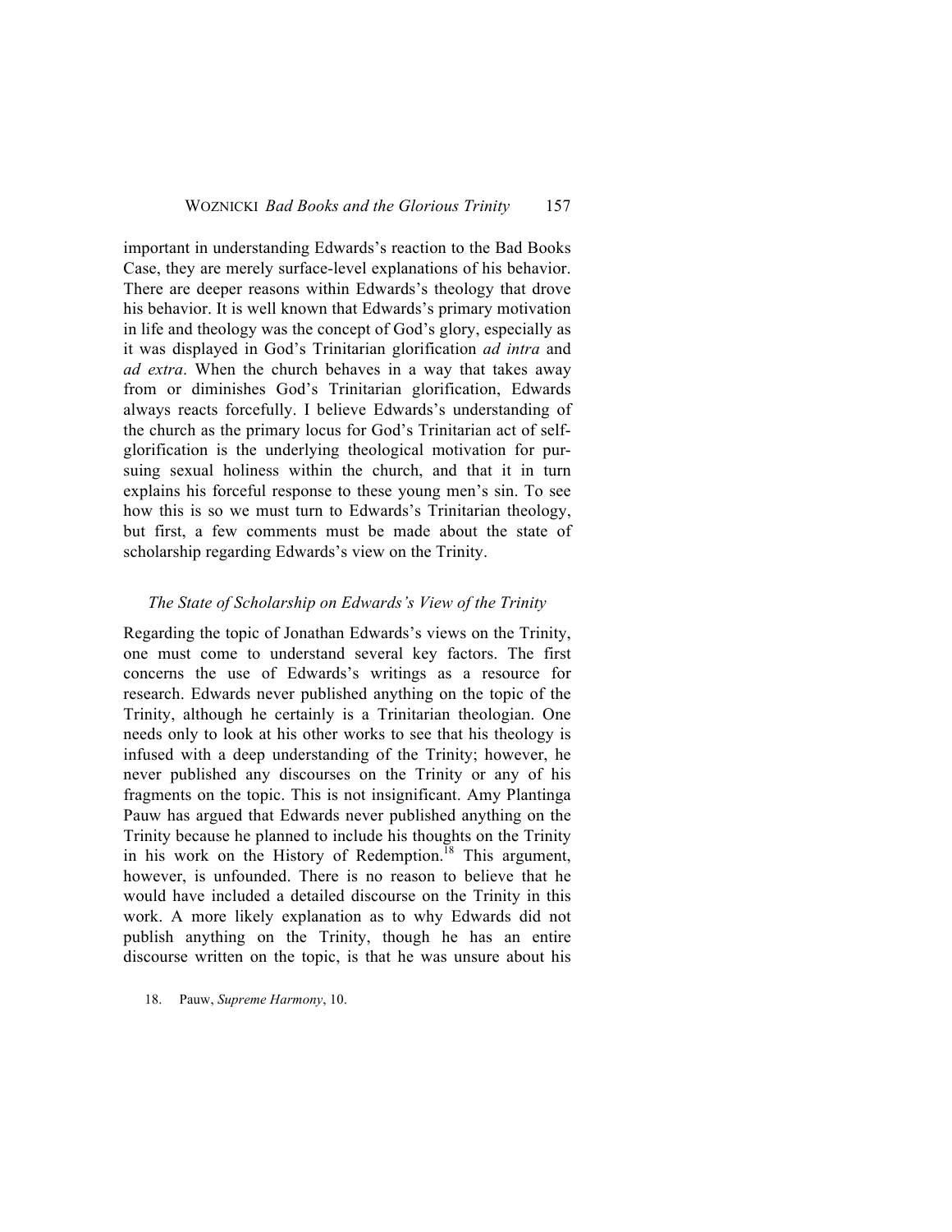important in understanding Edwards's reaction to the Bad Books Case, they are merely surface-level explanations of his behavior. There are deeper reasons within Edwards's theology that drove his behavior. It is well known that Edwards's primary motivation in life and theology was the concept of God's glory, especially as it was displayed in God's Trinitarian glorification *ad intra* and *ad extra*. When the church behaves in a way that takes away from or diminishes God's Trinitarian glorification, Edwards always reacts forcefully. I believe Edwards's understanding of the church as the primary locus for God's Trinitarian act of self-glorification is the underlying theological motivation for pursuing sexual holiness within the church, and that it in turn explains his forceful response to these young men's sin. To see how this is so we must turn to Edwards's Trinitarian theology, but first, a few comments must be made about the state of scholarship regarding Edwards's view on the Trinity.

### *The State of Scholarship on Edwards's View of the Trinity*

Regarding the topic of Jonathan Edwards's views on the Trinity, one must come to understand several key factors. The first concerns the use of Edwards's writings as a resource for research. Edwards never published anything on the topic of the Trinity, although he certainly is a Trinitarian theologian. One needs only to look at his other works to see that his theology is infused with a deep understanding of the Trinity; however, he never published any discourses on the Trinity or any of his fragments on the topic. This is not insignificant. Amy Plantinga Pauw has argued that Edwards never published anything on the Trinity because he planned to include his thoughts on the Trinity in his work on the History of Redemption.[18] This argument, however, is unfounded. There is no reason to believe that he would have included a detailed discourse on the Trinity in this work. A more likely explanation as to why Edwards did not publish anything on the Trinity, though he has an entire discourse written on the topic, is that he was unsure about his

18. Pauw, *Supreme Harmony*, 10.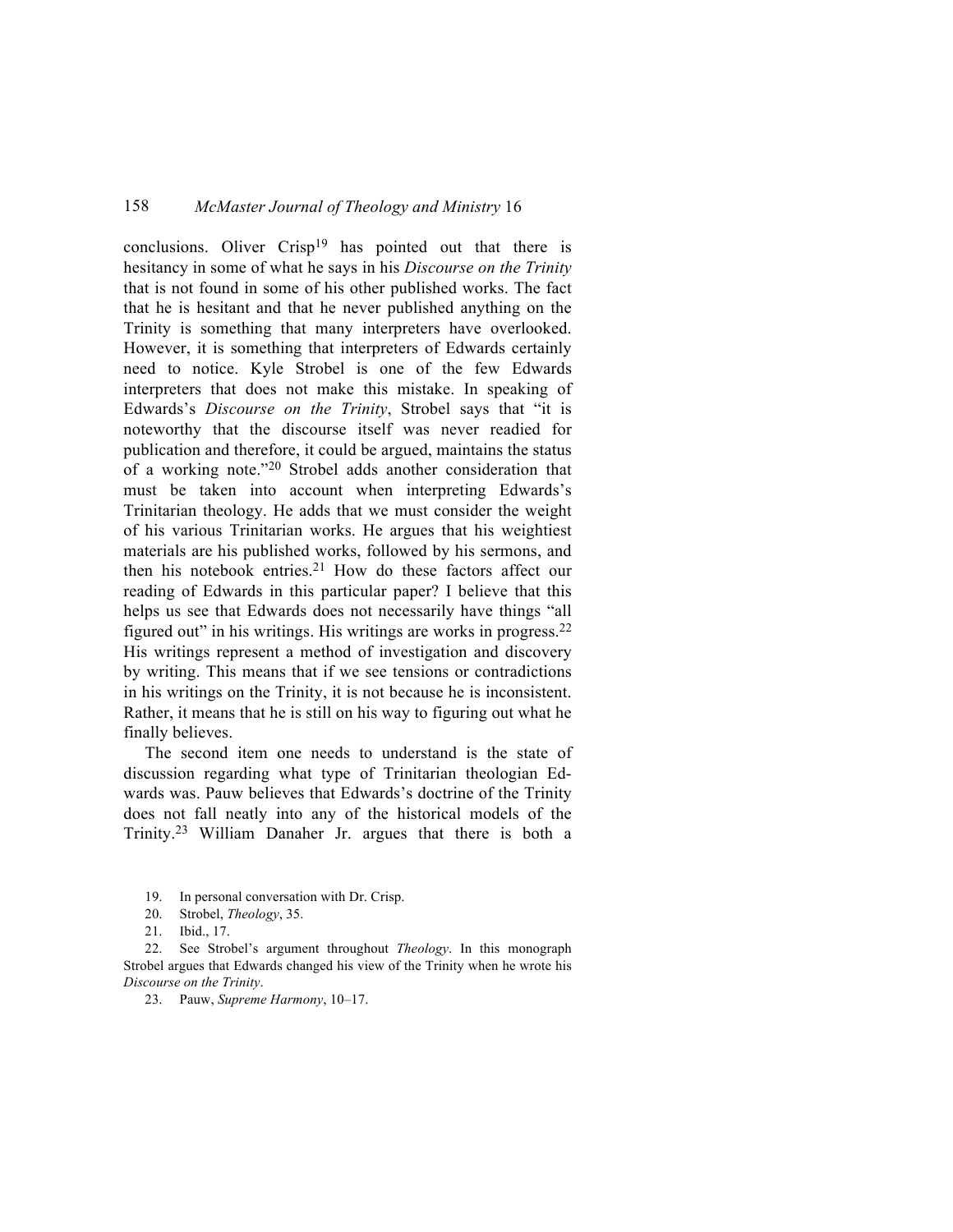conclusions. Oliver Crisp[19] has pointed out that there is hesitancy in some of what he says in his *Discourse on the Trinity* that is not found in some of his other published works. The fact that he is hesitant and that he never published anything on the Trinity is something that many interpreters have overlooked. However, it is something that interpreters of Edwards certainly need to notice. Kyle Strobel is one of the few Edwards interpreters that does not make this mistake. In speaking of Edwards's *Discourse on the Trinity*, Strobel says that "it is noteworthy that the discourse itself was never readied for publication and therefore, it could be argued, maintains the status of a working note."[20] Strobel adds another consideration that must be taken into account when interpreting Edwards's Trinitarian theology. He adds that we must consider the weight of his various Trinitarian works. He argues that his weightiest materials are his published works, followed by his sermons, and then his notebook entries.[21] How do these factors affect our reading of Edwards in this particular paper? I believe that this helps us see that Edwards does not necessarily have things "all figured out" in his writings. His writings are works in progress.[22] His writings represent a method of investigation and discovery by writing. This means that if we see tensions or contradictions in his writings on the Trinity, it is not because he is inconsistent. Rather, it means that he is still on his way to figuring out what he finally believes.

The second item one needs to understand is the state of discussion regarding what type of Trinitarian theologian Edwards was. Pauw believes that Edwards's doctrine of the Trinity does not fall neatly into any of the historical models of the Trinity.[23] William Danaher Jr. argues that there is both a

19. In personal conversation with Dr. Crisp.

20. Strobel, *Theology*, 35.

21. Ibid., 17.

22. See Strobel's argument throughout *Theology*. In this monograph Strobel argues that Edwards changed his view of the Trinity when he wrote his *Discourse on the Trinity*.

23. Pauw, *Supreme Harmony*, 10–17.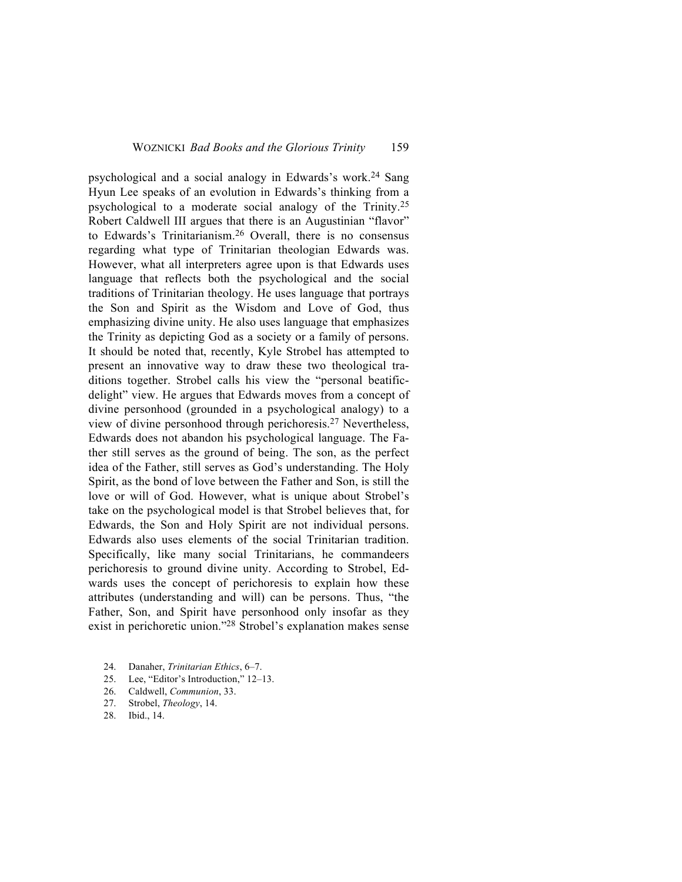psychological and a social analogy in Edwards's work.[24] Sang Hyun Lee speaks of an evolution in Edwards's thinking from a psychological to a moderate social analogy of the Trinity.[25] Robert Caldwell III argues that there is an Augustinian "flavor" to Edwards's Trinitarianism.[26] Overall, there is no consensus regarding what type of Trinitarian theologian Edwards was. However, what all interpreters agree upon is that Edwards uses language that reflects both the psychological and the social traditions of Trinitarian theology. He uses language that portrays the Son and Spirit as the Wisdom and Love of God, thus emphasizing divine unity. He also uses language that emphasizes the Trinity as depicting God as a society or a family of persons. It should be noted that, recently, Kyle Strobel has attempted to present an innovative way to draw these two theological traditions together. Strobel calls his view the "personal beatific-delight" view. He argues that Edwards moves from a concept of divine personhood (grounded in a psychological analogy) to a view of divine personhood through perichoresis.[27] Nevertheless, Edwards does not abandon his psychological language. The Father still serves as the ground of being. The son, as the perfect idea of the Father, still serves as God's understanding. The Holy Spirit, as the bond of love between the Father and Son, is still the love or will of God. However, what is unique about Strobel's take on the psychological model is that Strobel believes that, for Edwards, the Son and Holy Spirit are not individual persons. Edwards also uses elements of the social Trinitarian tradition. Specifically, like many social Trinitarians, he commandeers perichoresis to ground divine unity. According to Strobel, Edwards uses the concept of perichoresis to explain how these attributes (understanding and will) can be persons. Thus, "the Father, Son, and Spirit have personhood only insofar as they exist in perichoretic union."[28] Strobel's explanation makes sense

24. Danaher, *Trinitarian Ethics*, 6–7.
25. Lee, "Editor's Introduction," 12–13.
26. Caldwell, *Communion*, 33.
27. Strobel, *Theology*, 14.
28. Ibid., 14.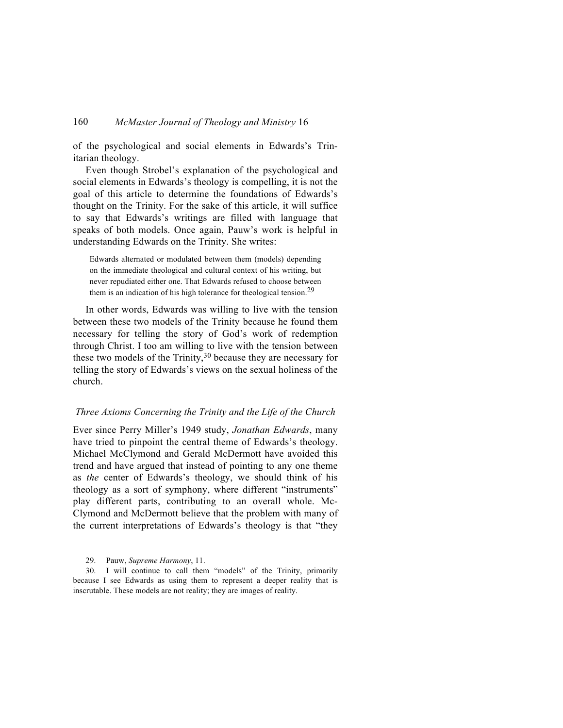of the psychological and social elements in Edwards's Trinitarian theology.

Even though Strobel's explanation of the psychological and social elements in Edwards's theology is compelling, it is not the goal of this article to determine the foundations of Edwards's thought on the Trinity. For the sake of this article, it will suffice to say that Edwards's writings are filled with language that speaks of both models. Once again, Pauw's work is helpful in understanding Edwards on the Trinity. She writes:

> Edwards alternated or modulated between them (models) depending on the immediate theological and cultural context of his writing, but never repudiated either one. That Edwards refused to choose between them is an indication of his high tolerance for theological tension.[29]

In other words, Edwards was willing to live with the tension between these two models of the Trinity because he found them necessary for telling the story of God's work of redemption through Christ. I too am willing to live with the tension between these two models of the Trinity,[30] because they are necessary for telling the story of Edwards's views on the sexual holiness of the church.

### *Three Axioms Concerning the Trinity and the Life of the Church*

Ever since Perry Miller's 1949 study, *Jonathan Edwards*, many have tried to pinpoint the central theme of Edwards's theology. Michael McClymond and Gerald McDermott have avoided this trend and have argued that instead of pointing to any one theme as *the* center of Edwards's theology, we should think of his theology as a sort of symphony, where different "instruments" play different parts, contributing to an overall whole. McClymond and McDermott believe that the problem with many of the current interpretations of Edwards's theology is that "they

29. Pauw, *Supreme Harmony*, 11.

30. I will continue to call them "models" of the Trinity, primarily because I see Edwards as using them to represent a deeper reality that is inscrutable. These models are not reality; they are images of reality.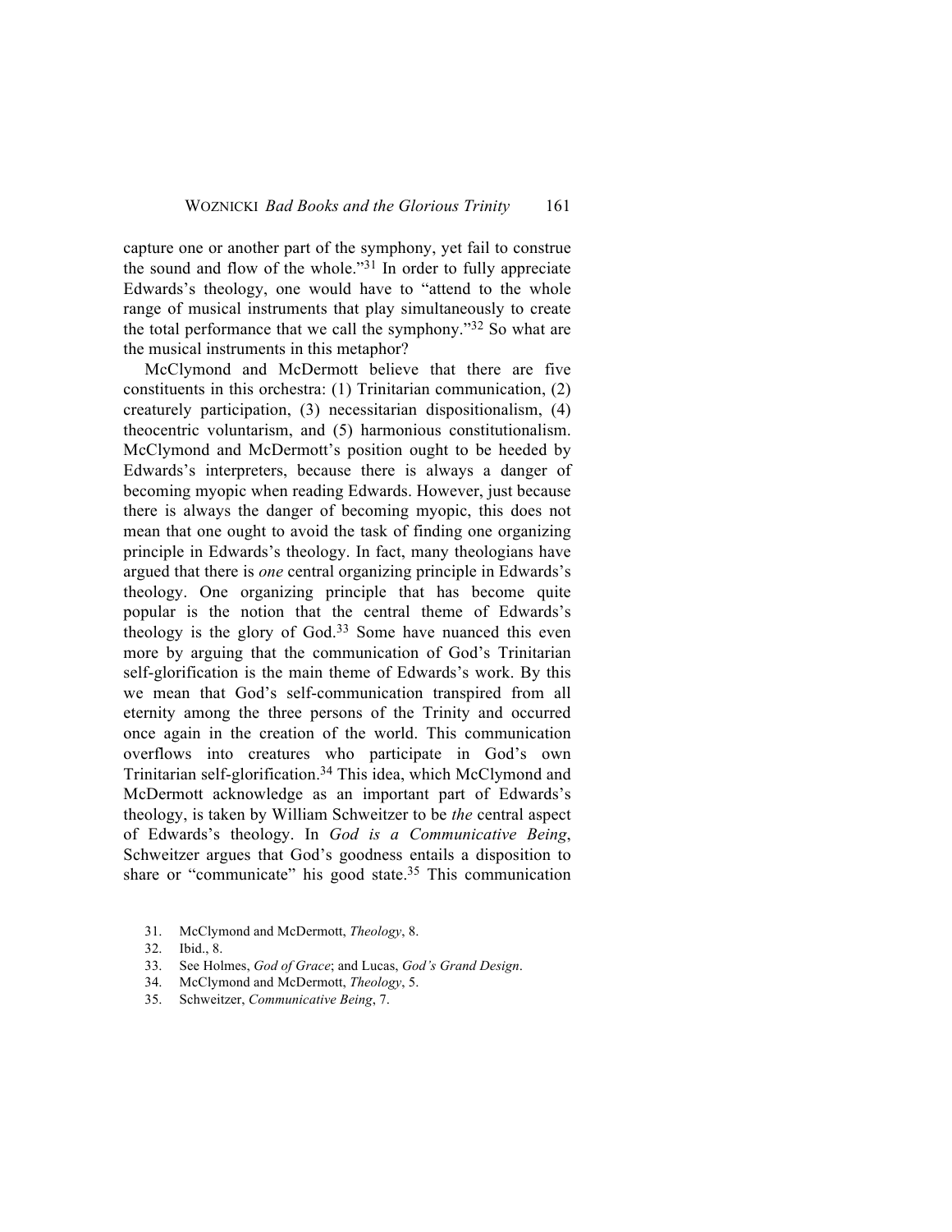capture one or another part of the symphony, yet fail to construe the sound and flow of the whole."[31] In order to fully appreciate Edwards's theology, one would have to "attend to the whole range of musical instruments that play simultaneously to create the total performance that we call the symphony."[32] So what are the musical instruments in this metaphor?

McClymond and McDermott believe that there are five constituents in this orchestra: (1) Trinitarian communication, (2) creaturely participation, (3) necessitarian dispositionalism, (4) theocentric voluntarism, and (5) harmonious constitutionalism. McClymond and McDermott's position ought to be heeded by Edwards's interpreters, because there is always a danger of becoming myopic when reading Edwards. However, just because there is always the danger of becoming myopic, this does not mean that one ought to avoid the task of finding one organizing principle in Edwards's theology. In fact, many theologians have argued that there is *one* central organizing principle in Edwards's theology. One organizing principle that has become quite popular is the notion that the central theme of Edwards's theology is the glory of God.[33] Some have nuanced this even more by arguing that the communication of God's Trinitarian self-glorification is the main theme of Edwards's work. By this we mean that God's self-communication transpired from all eternity among the three persons of the Trinity and occurred once again in the creation of the world. This communication overflows into creatures who participate in God's own Trinitarian self-glorification.[34] This idea, which McClymond and McDermott acknowledge as an important part of Edwards's theology, is taken by William Schweitzer to be *the* central aspect of Edwards's theology. In *God is a Communicative Being*, Schweitzer argues that God's goodness entails a disposition to share or "communicate" his good state.[35] This communication

31. McClymond and McDermott, *Theology*, 8.
32. Ibid., 8.
33. See Holmes, *God of Grace*; and Lucas, *God's Grand Design*.
34. McClymond and McDermott, *Theology*, 5.
35. Schweitzer, *Communicative Being*, 7.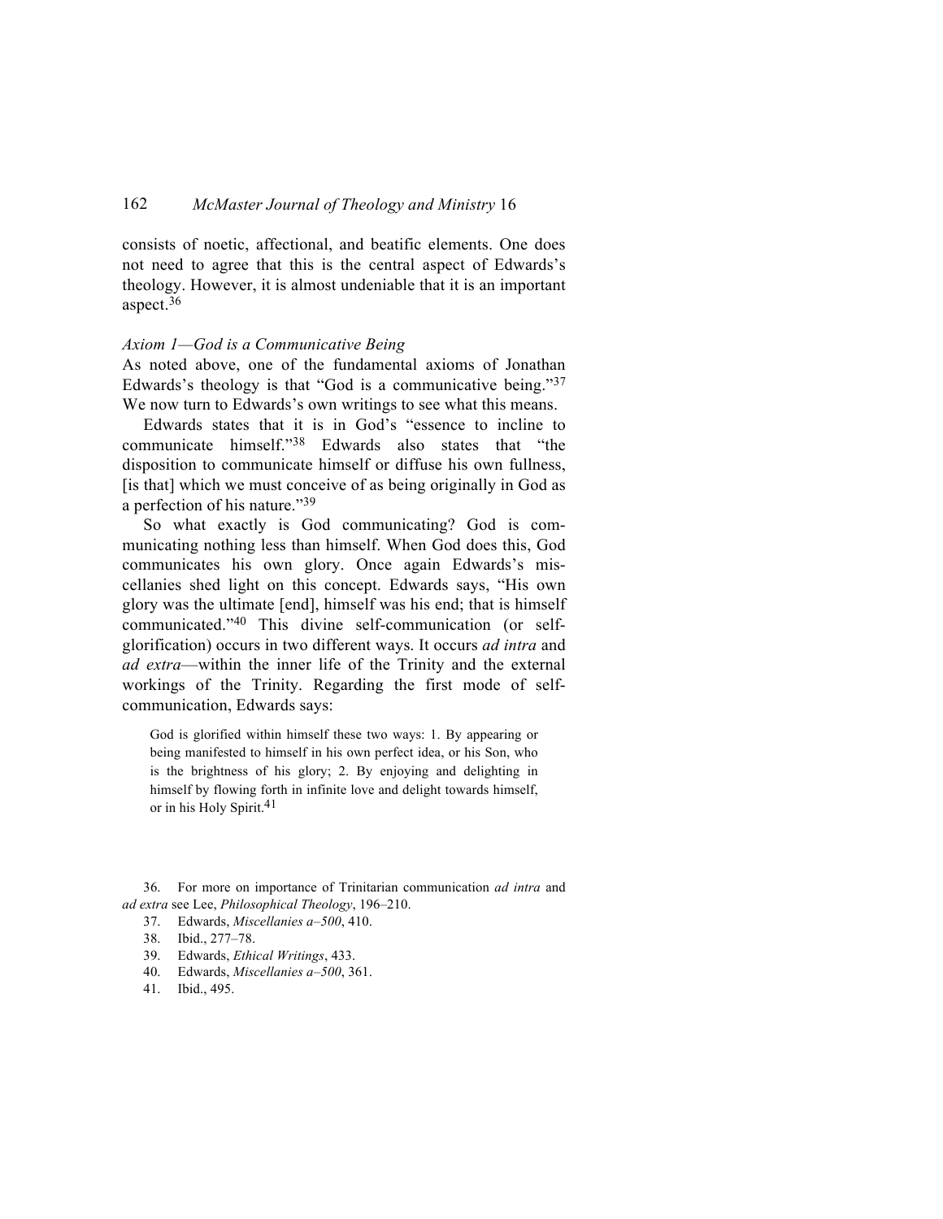consists of noetic, affectional, and beatific elements. One does not need to agree that this is the central aspect of Edwards's theology. However, it is almost undeniable that it is an important aspect.[36]

*Axiom 1—God is a Communicative Being*

As noted above, one of the fundamental axioms of Jonathan Edwards's theology is that "God is a communicative being."[37] We now turn to Edwards's own writings to see what this means.

Edwards states that it is in God's "essence to incline to communicate himself."[38] Edwards also states that "the disposition to communicate himself or diffuse his own fullness, [is that] which we must conceive of as being originally in God as a perfection of his nature."[39]

So what exactly is God communicating? God is communicating nothing less than himself. When God does this, God communicates his own glory. Once again Edwards's miscellanies shed light on this concept. Edwards says, "His own glory was the ultimate [end], himself was his end; that is himself communicated."[40] This divine self-communication (or self-glorification) occurs in two different ways. It occurs *ad intra* and *ad extra*—within the inner life of the Trinity and the external workings of the Trinity. Regarding the first mode of self-communication, Edwards says:

> God is glorified within himself these two ways: 1. By appearing or being manifested to himself in his own perfect idea, or his Son, who is the brightness of his glory; 2. By enjoying and delighting in himself by flowing forth in infinite love and delight towards himself, or in his Holy Spirit.[41]

36. For more on importance of Trinitarian communication *ad intra* and *ad extra* see Lee, *Philosophical Theology*, 196–210.

37. Edwards, *Miscellanies a–500*, 410.

38. Ibid., 277–78.

39. Edwards, *Ethical Writings*, 433.

40. Edwards, *Miscellanies a–500*, 361.

41. Ibid., 495.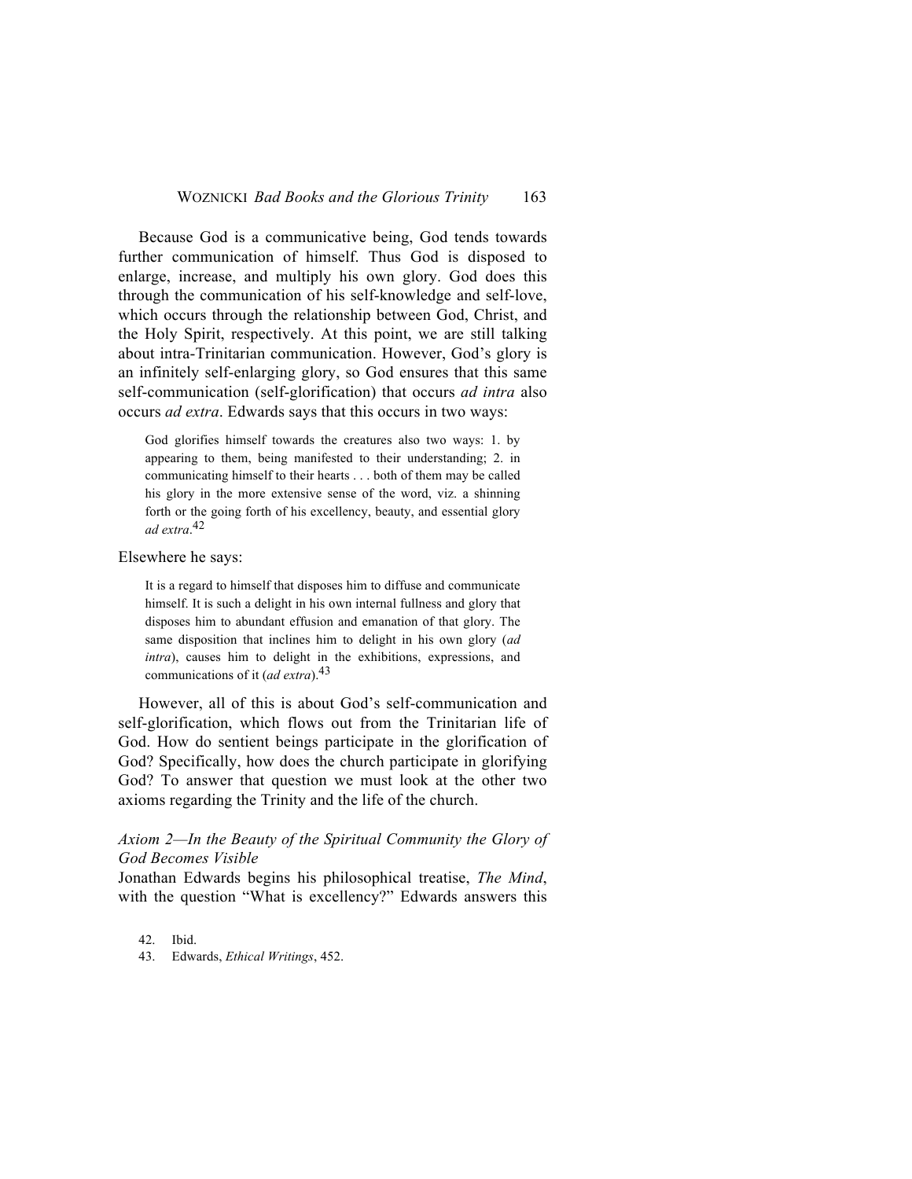Because God is a communicative being, God tends towards further communication of himself. Thus God is disposed to enlarge, increase, and multiply his own glory. God does this through the communication of his self-knowledge and self-love, which occurs through the relationship between God, Christ, and the Holy Spirit, respectively. At this point, we are still talking about intra-Trinitarian communication. However, God's glory is an infinitely self-enlarging glory, so God ensures that this same self-communication (self-glorification) that occurs *ad intra* also occurs *ad extra*. Edwards says that this occurs in two ways:

> God glorifies himself towards the creatures also two ways: 1. by appearing to them, being manifested to their understanding; 2. in communicating himself to their hearts . . . both of them may be called his glory in the more extensive sense of the word, viz. a shinning forth or the going forth of his excellency, beauty, and essential glory *ad extra*.[42]

Elsewhere he says:

> It is a regard to himself that disposes him to diffuse and communicate himself. It is such a delight in his own internal fullness and glory that disposes him to abundant effusion and emanation of that glory. The same disposition that inclines him to delight in his own glory (*ad intra*), causes him to delight in the exhibitions, expressions, and communications of it (*ad extra*).[43]

However, all of this is about God's self-communication and self-glorification, which flows out from the Trinitarian life of God. How do sentient beings participate in the glorification of God? Specifically, how does the church participate in glorifying God? To answer that question we must look at the other two axioms regarding the Trinity and the life of the church.

### *Axiom 2—In the Beauty of the Spiritual Community the Glory of God Becomes Visible*

Jonathan Edwards begins his philosophical treatise, *The Mind*, with the question "What is excellency?" Edwards answers this

42. Ibid.

43. Edwards, *Ethical Writings*, 452.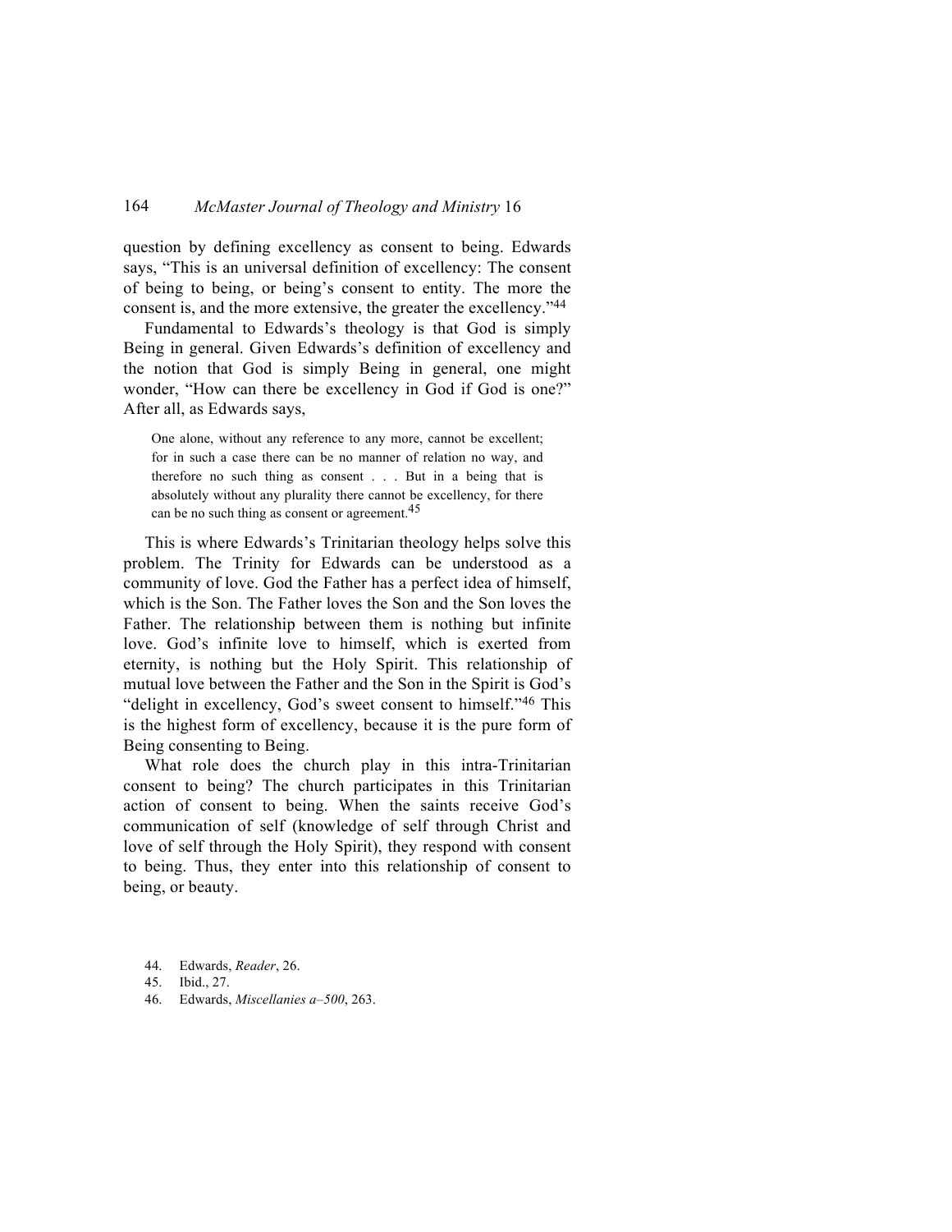question by defining excellency as consent to being. Edwards says, "This is an universal definition of excellency: The consent of being to being, or being's consent to entity. The more the consent is, and the more extensive, the greater the excellency."[44]

Fundamental to Edwards's theology is that God is simply Being in general. Given Edwards's definition of excellency and the notion that God is simply Being in general, one might wonder, "How can there be excellency in God if God is one?" After all, as Edwards says,

> One alone, without any reference to any more, cannot be excellent; for in such a case there can be no manner of relation no way, and therefore no such thing as consent . . . But in a being that is absolutely without any plurality there cannot be excellency, for there can be no such thing as consent or agreement.[45]

This is where Edwards's Trinitarian theology helps solve this problem. The Trinity for Edwards can be understood as a community of love. God the Father has a perfect idea of himself, which is the Son. The Father loves the Son and the Son loves the Father. The relationship between them is nothing but infinite love. God's infinite love to himself, which is exerted from eternity, is nothing but the Holy Spirit. This relationship of mutual love between the Father and the Son in the Spirit is God's "delight in excellency, God's sweet consent to himself."[46] This is the highest form of excellency, because it is the pure form of Being consenting to Being.

What role does the church play in this intra-Trinitarian consent to being? The church participates in this Trinitarian action of consent to being. When the saints receive God's communication of self (knowledge of self through Christ and love of self through the Holy Spirit), they respond with consent to being. Thus, they enter into this relationship of consent to being, or beauty.

44. Edwards, *Reader*, 26.
45. Ibid., 27.
46. Edwards, *Miscellanies a–500*, 263.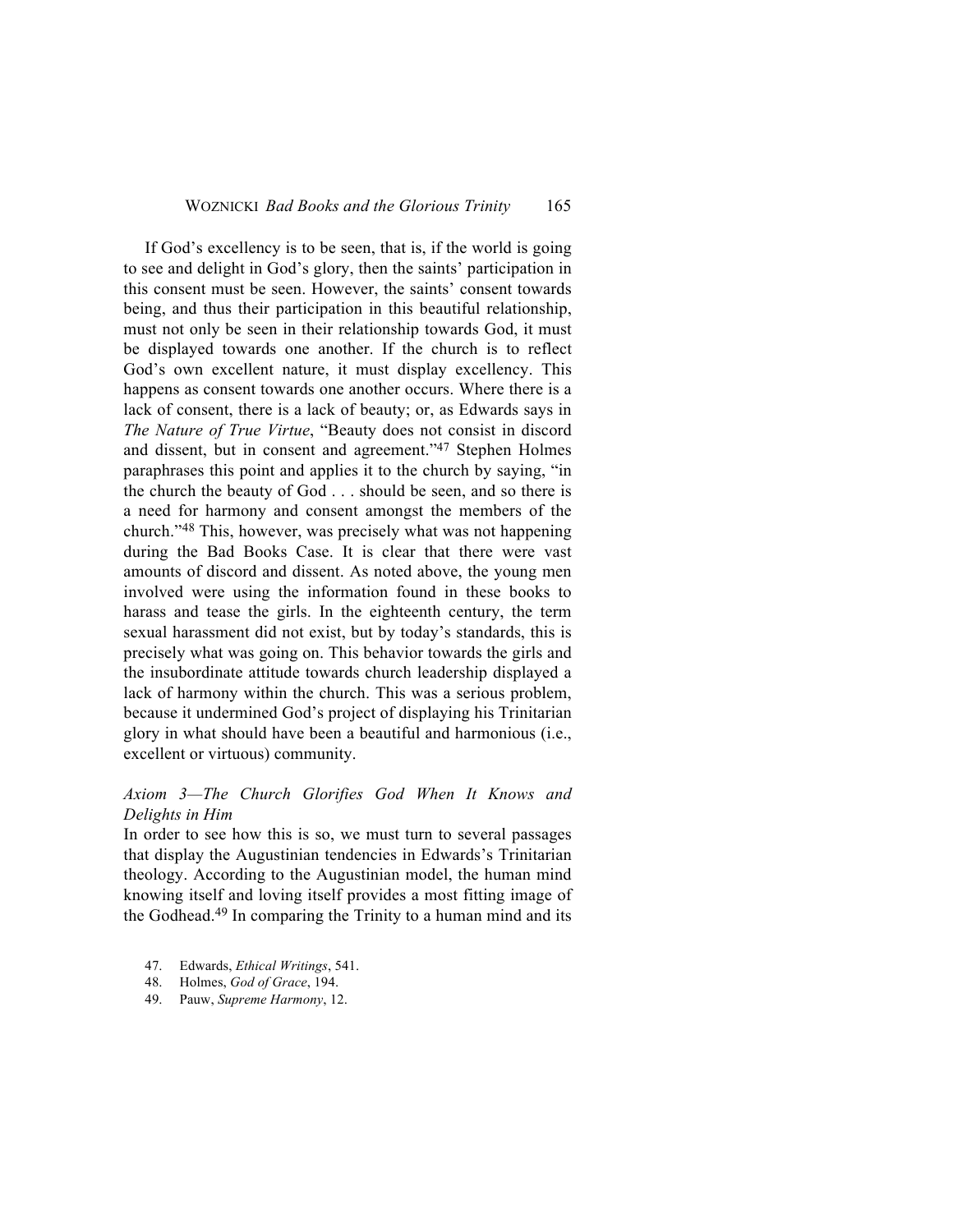If God's excellency is to be seen, that is, if the world is going to see and delight in God's glory, then the saints' participation in this consent must be seen. However, the saints' consent towards being, and thus their participation in this beautiful relationship, must not only be seen in their relationship towards God, it must be displayed towards one another. If the church is to reflect God's own excellent nature, it must display excellency. This happens as consent towards one another occurs. Where there is a lack of consent, there is a lack of beauty; or, as Edwards says in *The Nature of True Virtue*, "Beauty does not consist in discord and dissent, but in consent and agreement."[47] Stephen Holmes paraphrases this point and applies it to the church by saying, "in the church the beauty of God . . . should be seen, and so there is a need for harmony and consent amongst the members of the church."[48] This, however, was precisely what was not happening during the Bad Books Case. It is clear that there were vast amounts of discord and dissent. As noted above, the young men involved were using the information found in these books to harass and tease the girls. In the eighteenth century, the term sexual harassment did not exist, but by today's standards, this is precisely what was going on. This behavior towards the girls and the insubordinate attitude towards church leadership displayed a lack of harmony within the church. This was a serious problem, because it undermined God's project of displaying his Trinitarian glory in what should have been a beautiful and harmonious (i.e., excellent or virtuous) community.

### *Axiom 3—The Church Glorifies God When It Knows and Delights in Him*

In order to see how this is so, we must turn to several passages that display the Augustinian tendencies in Edwards's Trinitarian theology. According to the Augustinian model, the human mind knowing itself and loving itself provides a most fitting image of the Godhead.[49] In comparing the Trinity to a human mind and its

47. Edwards, *Ethical Writings*, 541.
48. Holmes, *God of Grace*, 194.
49. Pauw, *Supreme Harmony*, 12.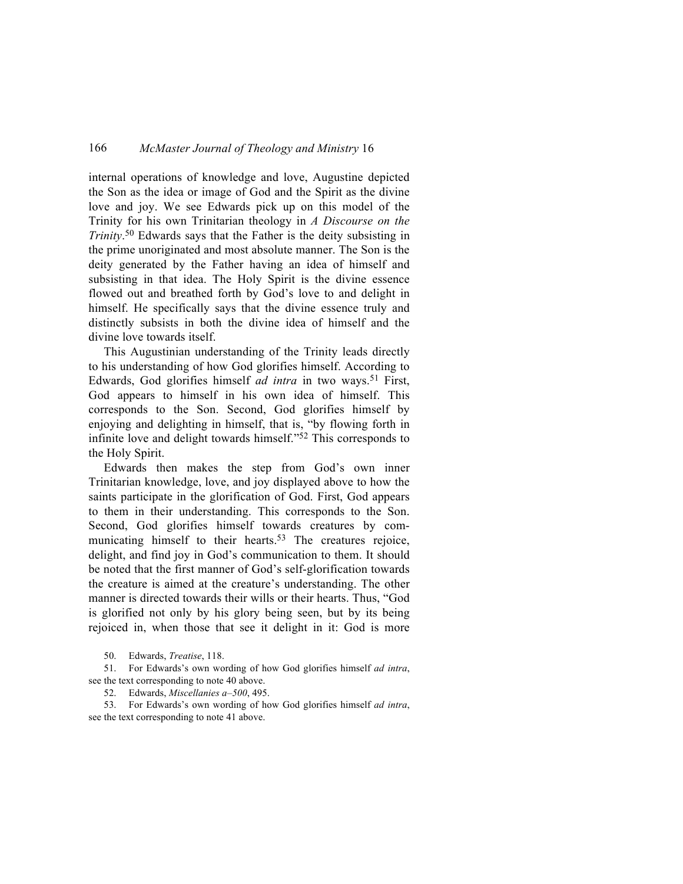internal operations of knowledge and love, Augustine depicted the Son as the idea or image of God and the Spirit as the divine love and joy. We see Edwards pick up on this model of the Trinity for his own Trinitarian theology in *A Discourse on the Trinity*.[50] Edwards says that the Father is the deity subsisting in the prime unoriginated and most absolute manner. The Son is the deity generated by the Father having an idea of himself and subsisting in that idea. The Holy Spirit is the divine essence flowed out and breathed forth by God's love to and delight in himself. He specifically says that the divine essence truly and distinctly subsists in both the divine idea of himself and the divine love towards itself.

This Augustinian understanding of the Trinity leads directly to his understanding of how God glorifies himself. According to Edwards, God glorifies himself *ad intra* in two ways.[51] First, God appears to himself in his own idea of himself. This corresponds to the Son. Second, God glorifies himself by enjoying and delighting in himself, that is, "by flowing forth in infinite love and delight towards himself."[52] This corresponds to the Holy Spirit.

Edwards then makes the step from God's own inner Trinitarian knowledge, love, and joy displayed above to how the saints participate in the glorification of God. First, God appears to them in their understanding. This corresponds to the Son. Second, God glorifies himself towards creatures by communicating himself to their hearts.[53] The creatures rejoice, delight, and find joy in God's communication to them. It should be noted that the first manner of God's self-glorification towards the creature is aimed at the creature's understanding. The other manner is directed towards their wills or their hearts. Thus, "God is glorified not only by his glory being seen, but by its being rejoiced in, when those that see it delight in it: God is more

50. Edwards, *Treatise*, 118.

51. For Edwards's own wording of how God glorifies himself *ad intra*, see the text corresponding to note 40 above.

52. Edwards, *Miscellanies a–500*, 495.

53. For Edwards's own wording of how God glorifies himself *ad intra*, see the text corresponding to note 41 above.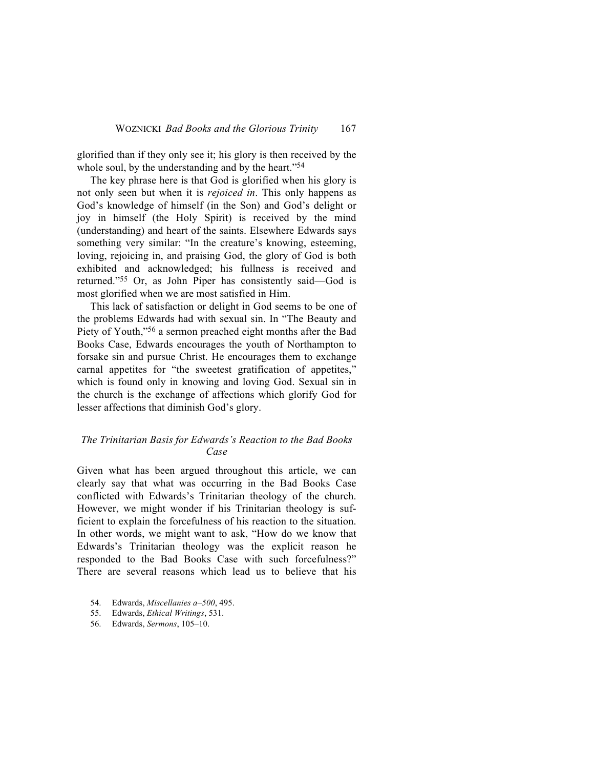glorified than if they only see it; his glory is then received by the whole soul, by the understanding and by the heart."[54]

The key phrase here is that God is glorified when his glory is not only seen but when it is *rejoiced in*. This only happens as God's knowledge of himself (in the Son) and God's delight or joy in himself (the Holy Spirit) is received by the mind (understanding) and heart of the saints. Elsewhere Edwards says something very similar: "In the creature's knowing, esteeming, loving, rejoicing in, and praising God, the glory of God is both exhibited and acknowledged; his fullness is received and returned."[55] Or, as John Piper has consistently said—God is most glorified when we are most satisfied in Him.

This lack of satisfaction or delight in God seems to be one of the problems Edwards had with sexual sin. In "The Beauty and Piety of Youth,"[56] a sermon preached eight months after the Bad Books Case, Edwards encourages the youth of Northampton to forsake sin and pursue Christ. He encourages them to exchange carnal appetites for "the sweetest gratification of appetites," which is found only in knowing and loving God. Sexual sin in the church is the exchange of affections which glorify God for lesser affections that diminish God's glory.

### *The Trinitarian Basis for Edwards's Reaction to the Bad Books Case*

Given what has been argued throughout this article, we can clearly say that what was occurring in the Bad Books Case conflicted with Edwards's Trinitarian theology of the church. However, we might wonder if his Trinitarian theology is sufficient to explain the forcefulness of his reaction to the situation. In other words, we might want to ask, "How do we know that Edwards's Trinitarian theology was the explicit reason he responded to the Bad Books Case with such forcefulness?" There are several reasons which lead us to believe that his

54. Edwards, *Miscellanies a–500*, 495.
55. Edwards, *Ethical Writings*, 531.
56. Edwards, *Sermons*, 105–10.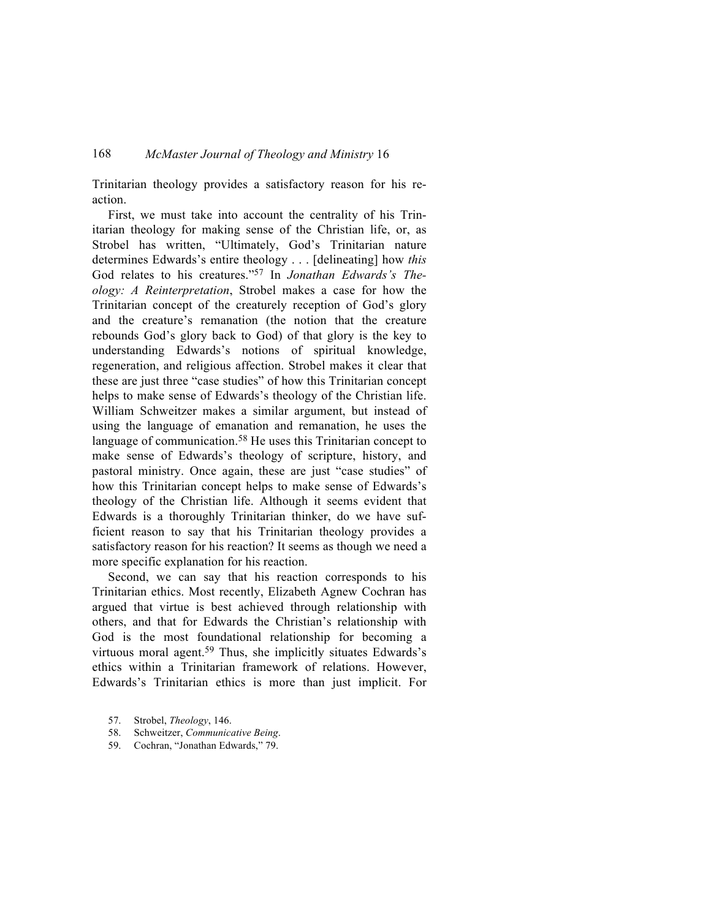Trinitarian theology provides a satisfactory reason for his reaction.

First, we must take into account the centrality of his Trinitarian theology for making sense of the Christian life, or, as Strobel has written, "Ultimately, God's Trinitarian nature determines Edwards's entire theology . . . [delineating] how *this* God relates to his creatures."[57] In *Jonathan Edwards's Theology: A Reinterpretation*, Strobel makes a case for how the Trinitarian concept of the creaturely reception of God's glory and the creature's remanation (the notion that the creature rebounds God's glory back to God) of that glory is the key to understanding Edwards's notions of spiritual knowledge, regeneration, and religious affection. Strobel makes it clear that these are just three "case studies" of how this Trinitarian concept helps to make sense of Edwards's theology of the Christian life. William Schweitzer makes a similar argument, but instead of using the language of emanation and remanation, he uses the language of communication.[58] He uses this Trinitarian concept to make sense of Edwards's theology of scripture, history, and pastoral ministry. Once again, these are just "case studies" of how this Trinitarian concept helps to make sense of Edwards's theology of the Christian life. Although it seems evident that Edwards is a thoroughly Trinitarian thinker, do we have sufficient reason to say that his Trinitarian theology provides a satisfactory reason for his reaction? It seems as though we need a more specific explanation for his reaction.

Second, we can say that his reaction corresponds to his Trinitarian ethics. Most recently, Elizabeth Agnew Cochran has argued that virtue is best achieved through relationship with others, and that for Edwards the Christian's relationship with God is the most foundational relationship for becoming a virtuous moral agent.[59] Thus, she implicitly situates Edwards's ethics within a Trinitarian framework of relations. However, Edwards's Trinitarian ethics is more than just implicit. For

57. Strobel, *Theology*, 146.
58. Schweitzer, *Communicative Being*.
59. Cochran, "Jonathan Edwards," 79.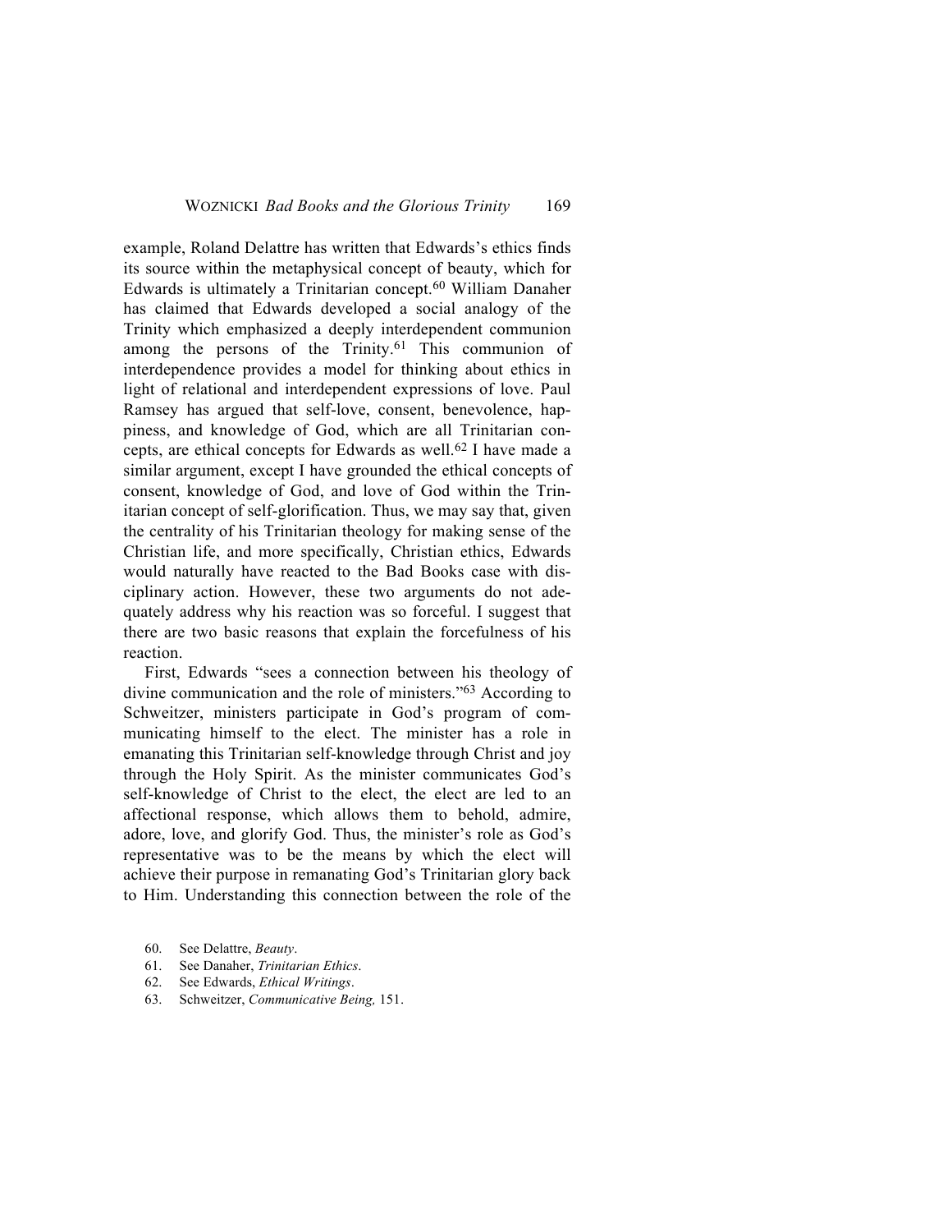example, Roland Delattre has written that Edwards's ethics finds its source within the metaphysical concept of beauty, which for Edwards is ultimately a Trinitarian concept.[60] William Danaher has claimed that Edwards developed a social analogy of the Trinity which emphasized a deeply interdependent communion among the persons of the Trinity.[61] This communion of interdependence provides a model for thinking about ethics in light of relational and interdependent expressions of love. Paul Ramsey has argued that self-love, consent, benevolence, happiness, and knowledge of God, which are all Trinitarian concepts, are ethical concepts for Edwards as well.[62] I have made a similar argument, except I have grounded the ethical concepts of consent, knowledge of God, and love of God within the Trinitarian concept of self-glorification. Thus, we may say that, given the centrality of his Trinitarian theology for making sense of the Christian life, and more specifically, Christian ethics, Edwards would naturally have reacted to the Bad Books case with disciplinary action. However, these two arguments do not adequately address why his reaction was so forceful. I suggest that there are two basic reasons that explain the forcefulness of his reaction.

First, Edwards "sees a connection between his theology of divine communication and the role of ministers."[63] According to Schweitzer, ministers participate in God's program of communicating himself to the elect. The minister has a role in emanating this Trinitarian self-knowledge through Christ and joy through the Holy Spirit. As the minister communicates God's self-knowledge of Christ to the elect, the elect are led to an affectional response, which allows them to behold, admire, adore, love, and glorify God. Thus, the minister's role as God's representative was to be the means by which the elect will achieve their purpose in remanating God's Trinitarian glory back to Him. Understanding this connection between the role of the

60. See Delattre, *Beauty*.
61. See Danaher, *Trinitarian Ethics*.
62. See Edwards, *Ethical Writings*.
63. Schweitzer, *Communicative Being,* 151.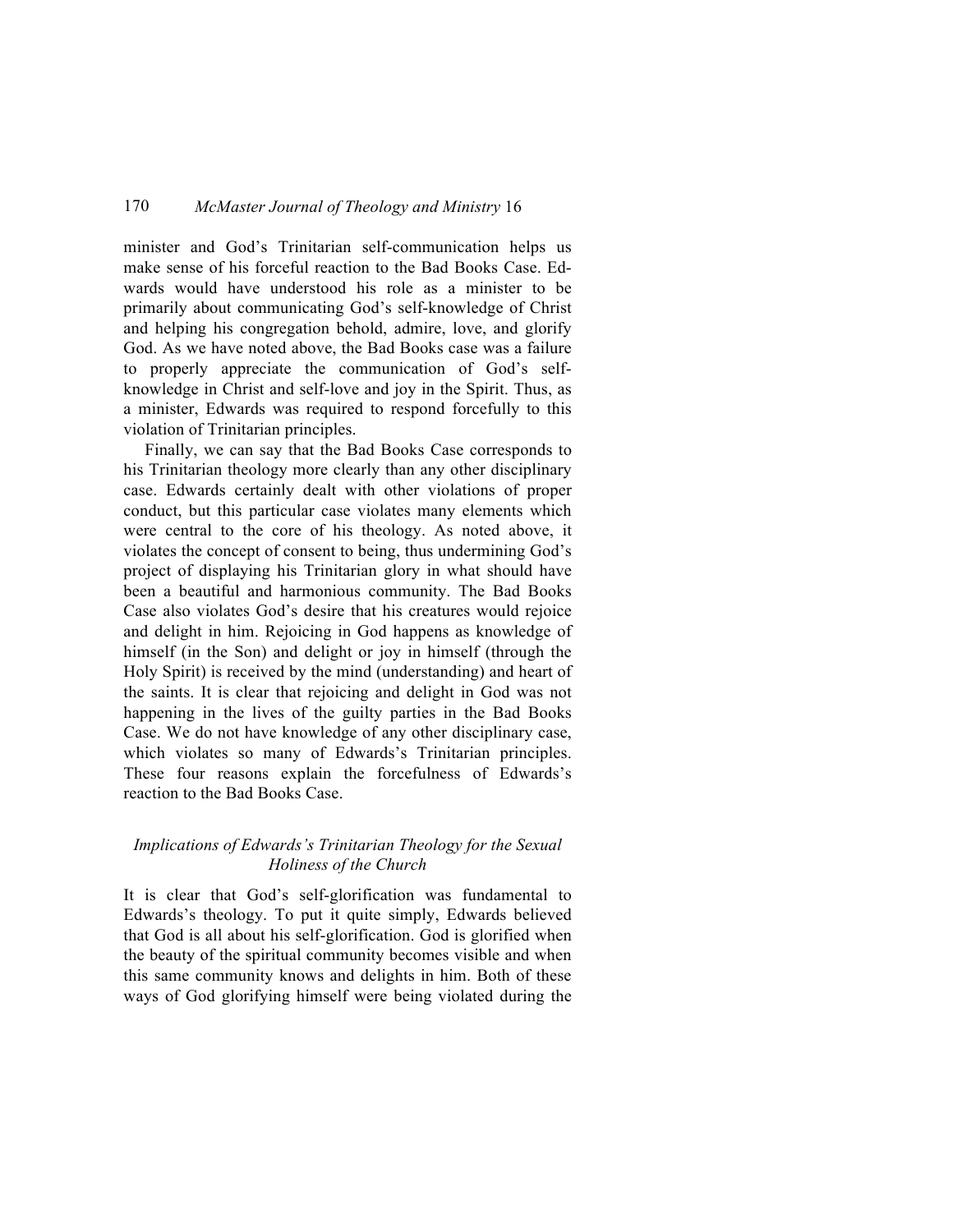minister and God's Trinitarian self-communication helps us make sense of his forceful reaction to the Bad Books Case. Edwards would have understood his role as a minister to be primarily about communicating God's self-knowledge of Christ and helping his congregation behold, admire, love, and glorify God. As we have noted above, the Bad Books case was a failure to properly appreciate the communication of God's self-knowledge in Christ and self-love and joy in the Spirit. Thus, as a minister, Edwards was required to respond forcefully to this violation of Trinitarian principles.

Finally, we can say that the Bad Books Case corresponds to his Trinitarian theology more clearly than any other disciplinary case. Edwards certainly dealt with other violations of proper conduct, but this particular case violates many elements which were central to the core of his theology. As noted above, it violates the concept of consent to being, thus undermining God's project of displaying his Trinitarian glory in what should have been a beautiful and harmonious community. The Bad Books Case also violates God's desire that his creatures would rejoice and delight in him. Rejoicing in God happens as knowledge of himself (in the Son) and delight or joy in himself (through the Holy Spirit) is received by the mind (understanding) and heart of the saints. It is clear that rejoicing and delight in God was not happening in the lives of the guilty parties in the Bad Books Case. We do not have knowledge of any other disciplinary case, which violates so many of Edwards's Trinitarian principles. These four reasons explain the forcefulness of Edwards's reaction to the Bad Books Case.

### *Implications of Edwards's Trinitarian Theology for the Sexual Holiness of the Church*

It is clear that God's self-glorification was fundamental to Edwards's theology. To put it quite simply, Edwards believed that God is all about his self-glorification. God is glorified when the beauty of the spiritual community becomes visible and when this same community knows and delights in him. Both of these ways of God glorifying himself were being violated during the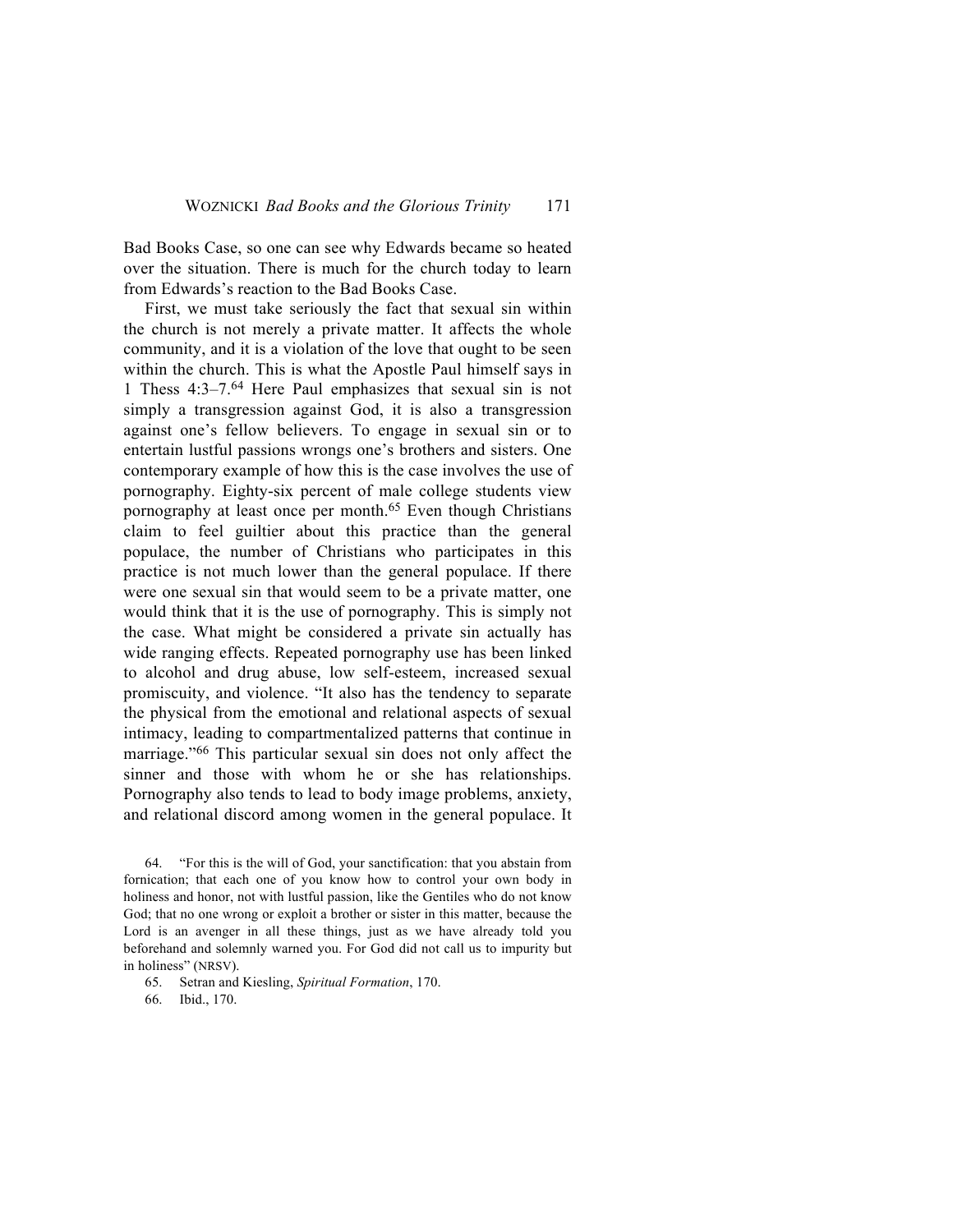Bad Books Case, so one can see why Edwards became so heated over the situation. There is much for the church today to learn from Edwards's reaction to the Bad Books Case.

First, we must take seriously the fact that sexual sin within the church is not merely a private matter. It affects the whole community, and it is a violation of the love that ought to be seen within the church. This is what the Apostle Paul himself says in 1 Thess 4:3–7.[64] Here Paul emphasizes that sexual sin is not simply a transgression against God, it is also a transgression against one's fellow believers. To engage in sexual sin or to entertain lustful passions wrongs one's brothers and sisters. One contemporary example of how this is the case involves the use of pornography. Eighty-six percent of male college students view pornography at least once per month.[65] Even though Christians claim to feel guiltier about this practice than the general populace, the number of Christians who participates in this practice is not much lower than the general populace. If there were one sexual sin that would seem to be a private matter, one would think that it is the use of pornography. This is simply not the case. What might be considered a private sin actually has wide ranging effects. Repeated pornography use has been linked to alcohol and drug abuse, low self-esteem, increased sexual promiscuity, and violence. "It also has the tendency to separate the physical from the emotional and relational aspects of sexual intimacy, leading to compartmentalized patterns that continue in marriage."[66] This particular sexual sin does not only affect the sinner and those with whom he or she has relationships. Pornography also tends to lead to body image problems, anxiety, and relational discord among women in the general populace. It

64. "For this is the will of God, your sanctification: that you abstain from fornication; that each one of you know how to control your own body in holiness and honor, not with lustful passion, like the Gentiles who do not know God; that no one wrong or exploit a brother or sister in this matter, because the Lord is an avenger in all these things, just as we have already told you beforehand and solemnly warned you. For God did not call us to impurity but in holiness" (NRSV).

65. Setran and Kiesling, *Spiritual Formation*, 170.

66. Ibid., 170.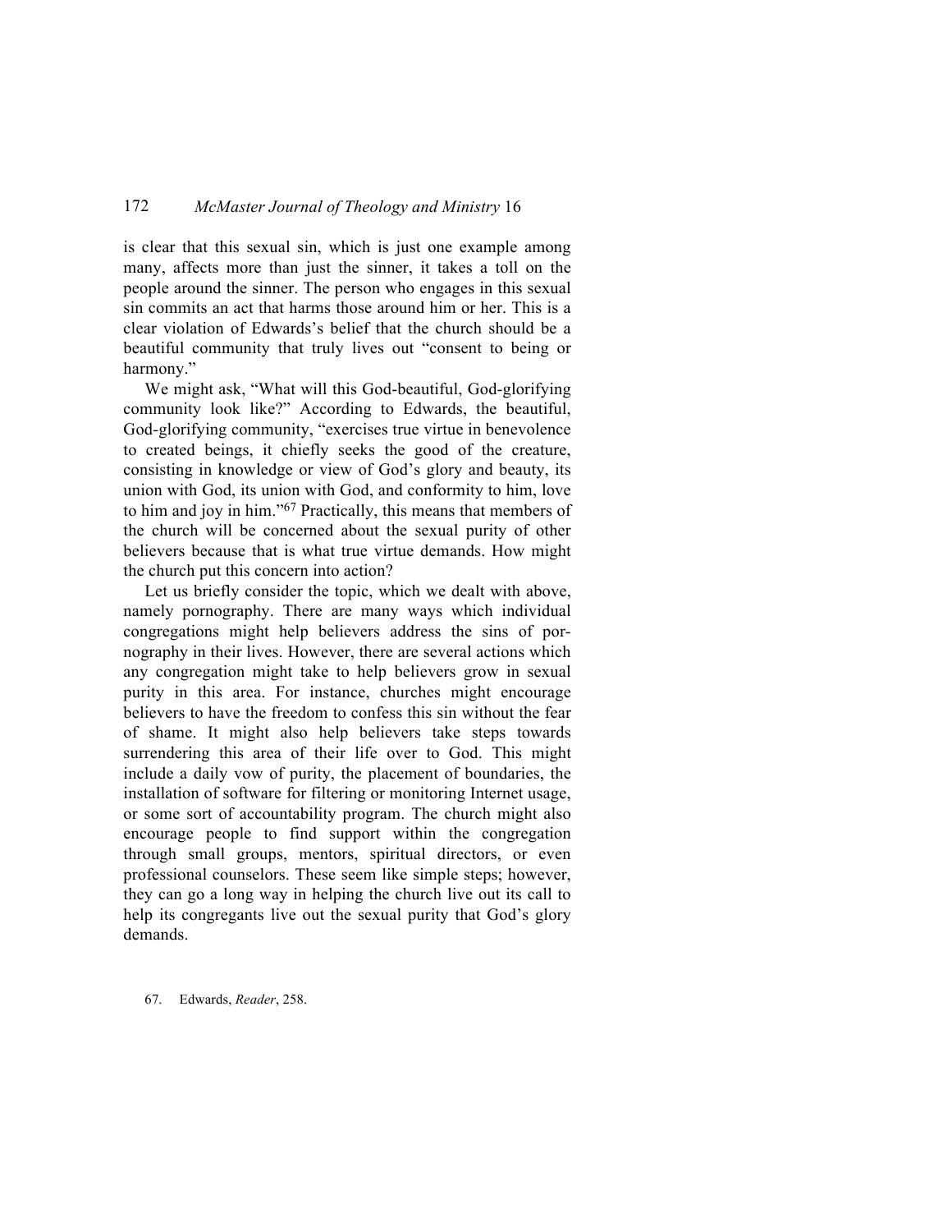is clear that this sexual sin, which is just one example among many, affects more than just the sinner, it takes a toll on the people around the sinner. The person who engages in this sexual sin commits an act that harms those around him or her. This is a clear violation of Edwards's belief that the church should be a beautiful community that truly lives out "consent to being or harmony."

We might ask, "What will this God-beautiful, God-glorifying community look like?" According to Edwards, the beautiful, God-glorifying community, "exercises true virtue in benevolence to created beings, it chiefly seeks the good of the creature, consisting in knowledge or view of God's glory and beauty, its union with God, its union with God, and conformity to him, love to him and joy in him."[67] Practically, this means that members of the church will be concerned about the sexual purity of other believers because that is what true virtue demands. How might the church put this concern into action?

Let us briefly consider the topic, which we dealt with above, namely pornography. There are many ways which individual congregations might help believers address the sins of pornography in their lives. However, there are several actions which any congregation might take to help believers grow in sexual purity in this area. For instance, churches might encourage believers to have the freedom to confess this sin without the fear of shame. It might also help believers take steps towards surrendering this area of their life over to God. This might include a daily vow of purity, the placement of boundaries, the installation of software for filtering or monitoring Internet usage, or some sort of accountability program. The church might also encourage people to find support within the congregation through small groups, mentors, spiritual directors, or even professional counselors. These seem like simple steps; however, they can go a long way in helping the church live out its call to help its congregants live out the sexual purity that God's glory demands.

67. Edwards, *Reader*, 258.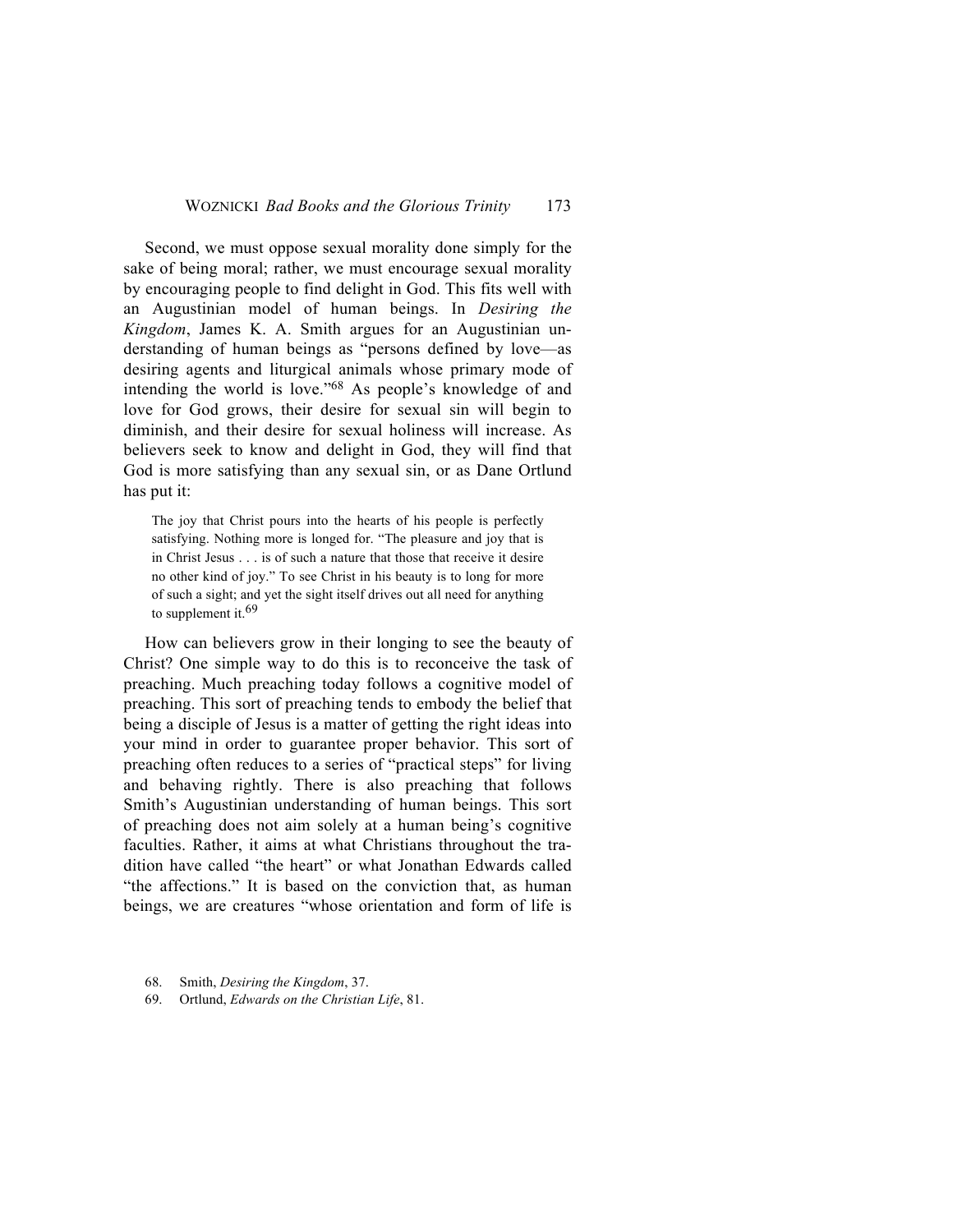Second, we must oppose sexual morality done simply for the sake of being moral; rather, we must encourage sexual morality by encouraging people to find delight in God. This fits well with an Augustinian model of human beings. In *Desiring the Kingdom*, James K. A. Smith argues for an Augustinian understanding of human beings as "persons defined by love—as desiring agents and liturgical animals whose primary mode of intending the world is love."[68] As people's knowledge of and love for God grows, their desire for sexual sin will begin to diminish, and their desire for sexual holiness will increase. As believers seek to know and delight in God, they will find that God is more satisfying than any sexual sin, or as Dane Ortlund has put it:

> The joy that Christ pours into the hearts of his people is perfectly satisfying. Nothing more is longed for. "The pleasure and joy that is in Christ Jesus . . . is of such a nature that those that receive it desire no other kind of joy." To see Christ in his beauty is to long for more of such a sight; and yet the sight itself drives out all need for anything to supplement it.[69]

How can believers grow in their longing to see the beauty of Christ? One simple way to do this is to reconceive the task of preaching. Much preaching today follows a cognitive model of preaching. This sort of preaching tends to embody the belief that being a disciple of Jesus is a matter of getting the right ideas into your mind in order to guarantee proper behavior. This sort of preaching often reduces to a series of "practical steps" for living and behaving rightly. There is also preaching that follows Smith's Augustinian understanding of human beings. This sort of preaching does not aim solely at a human being's cognitive faculties. Rather, it aims at what Christians throughout the tradition have called "the heart" or what Jonathan Edwards called "the affections." It is based on the conviction that, as human beings, we are creatures "whose orientation and form of life is

68. Smith, *Desiring the Kingdom*, 37.
69. Ortlund, *Edwards on the Christian Life*, 81.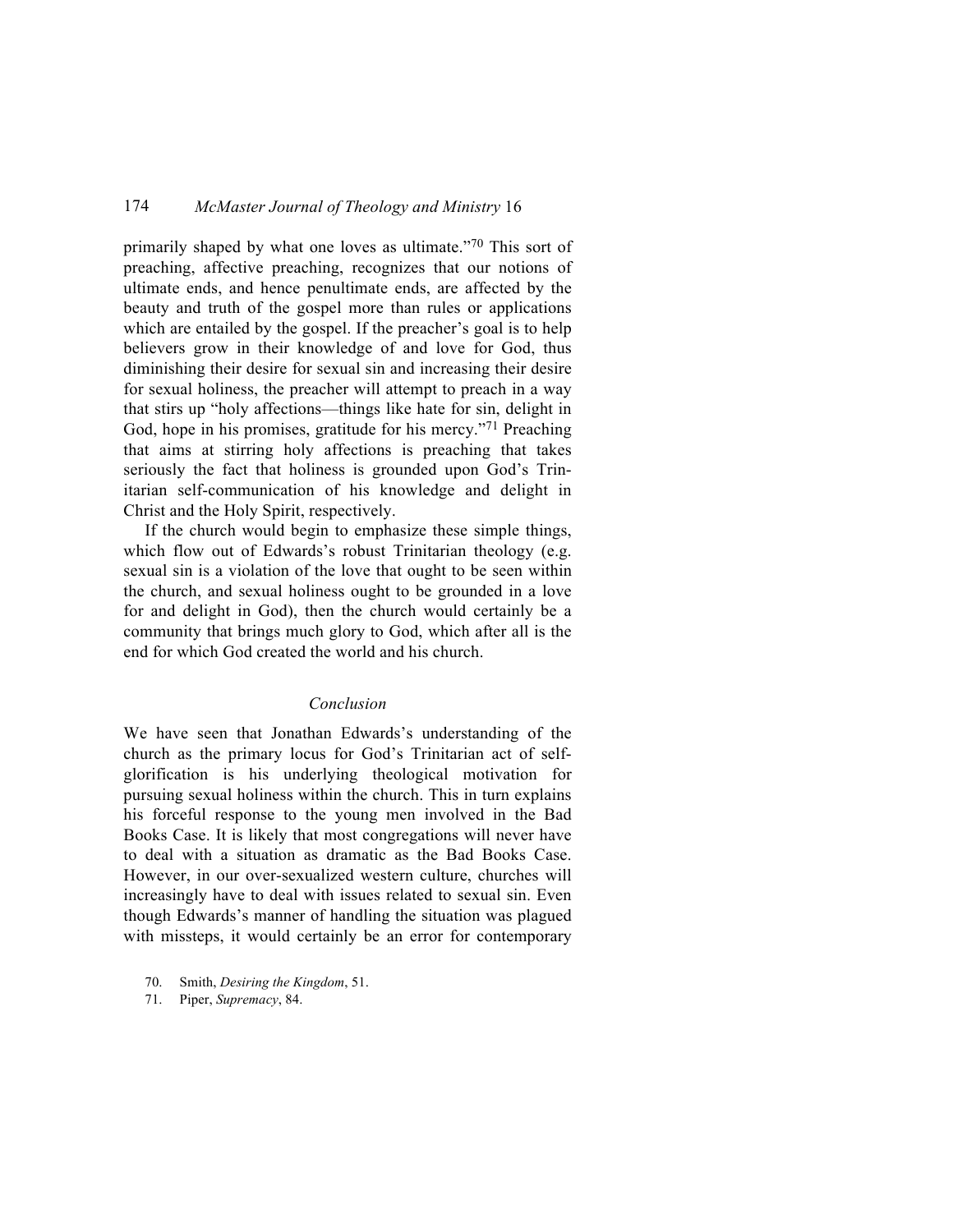primarily shaped by what one loves as ultimate."[70] This sort of preaching, affective preaching, recognizes that our notions of ultimate ends, and hence penultimate ends, are affected by the beauty and truth of the gospel more than rules or applications which are entailed by the gospel. If the preacher's goal is to help believers grow in their knowledge of and love for God, thus diminishing their desire for sexual sin and increasing their desire for sexual holiness, the preacher will attempt to preach in a way that stirs up "holy affections—things like hate for sin, delight in God, hope in his promises, gratitude for his mercy."[71] Preaching that aims at stirring holy affections is preaching that takes seriously the fact that holiness is grounded upon God's Trinitarian self-communication of his knowledge and delight in Christ and the Holy Spirit, respectively.

If the church would begin to emphasize these simple things, which flow out of Edwards's robust Trinitarian theology (e.g. sexual sin is a violation of the love that ought to be seen within the church, and sexual holiness ought to be grounded in a love for and delight in God), then the church would certainly be a community that brings much glory to God, which after all is the end for which God created the world and his church.

## *Conclusion*

We have seen that Jonathan Edwards's understanding of the church as the primary locus for God's Trinitarian act of self-glorification is his underlying theological motivation for pursuing sexual holiness within the church. This in turn explains his forceful response to the young men involved in the Bad Books Case. It is likely that most congregations will never have to deal with a situation as dramatic as the Bad Books Case. However, in our over-sexualized western culture, churches will increasingly have to deal with issues related to sexual sin. Even though Edwards's manner of handling the situation was plagued with missteps, it would certainly be an error for contemporary

70. Smith, *Desiring the Kingdom*, 51.

71. Piper, *Supremacy*, 84.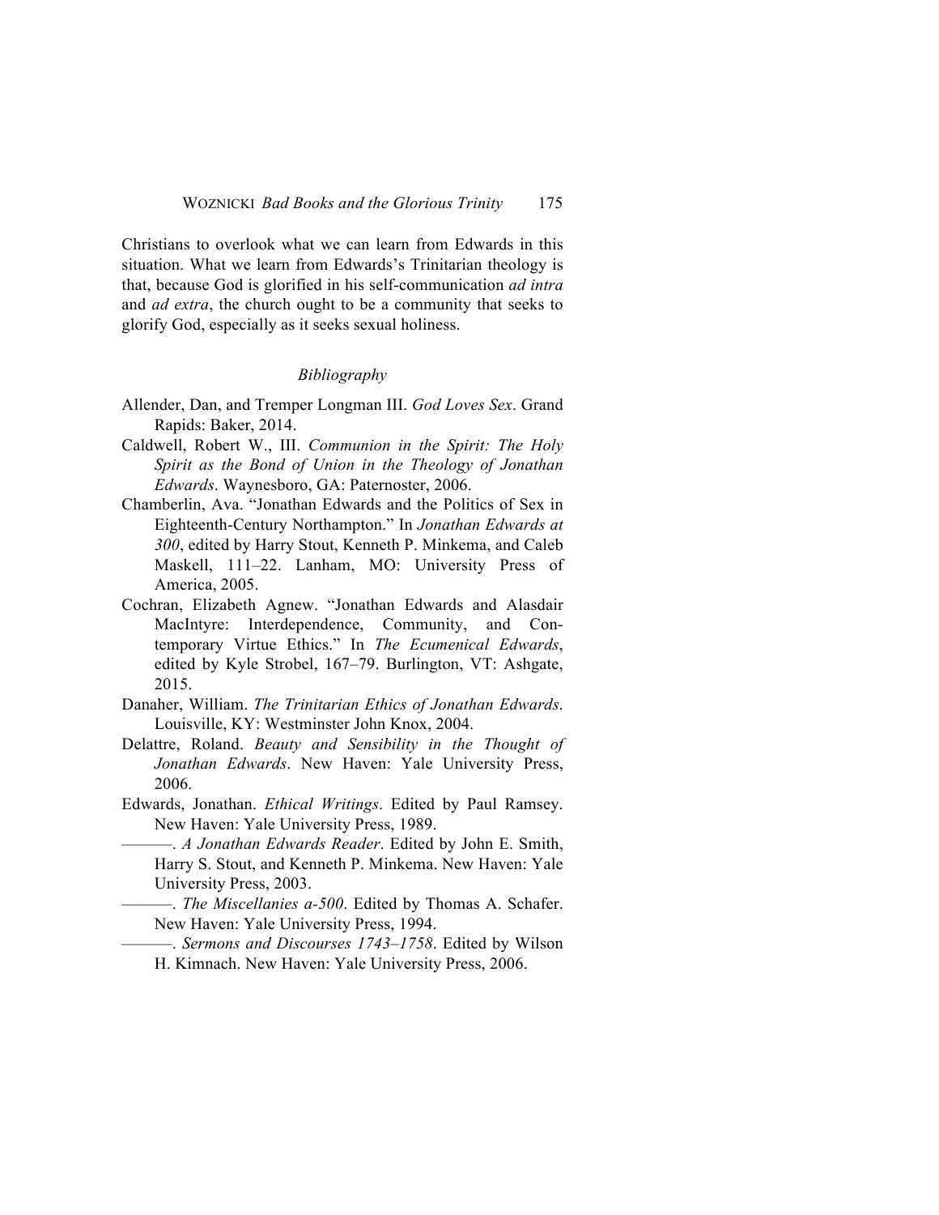Christians to overlook what we can learn from Edwards in this situation. What we learn from Edwards's Trinitarian theology is that, because God is glorified in his self-communication *ad intra* and *ad extra*, the church ought to be a community that seeks to glorify God, especially as it seeks sexual holiness.

## *Bibliography*

Allender, Dan, and Tremper Longman III. *God Loves Sex*. Grand Rapids: Baker, 2014.

Caldwell, Robert W., III. *Communion in the Spirit: The Holy Spirit as the Bond of Union in the Theology of Jonathan Edwards*. Waynesboro, GA: Paternoster, 2006.

Chamberlin, Ava. "Jonathan Edwards and the Politics of Sex in Eighteenth-Century Northampton." In *Jonathan Edwards at 300*, edited by Harry Stout, Kenneth P. Minkema, and Caleb Maskell, 111–22. Lanham, MO: University Press of America, 2005.

Cochran, Elizabeth Agnew. "Jonathan Edwards and Alasdair MacIntyre: Interdependence, Community, and Contemporary Virtue Ethics." In *The Ecumenical Edwards*, edited by Kyle Strobel, 167–79. Burlington, VT: Ashgate, 2015.

Danaher, William. *The Trinitarian Ethics of Jonathan Edwards*. Louisville, KY: Westminster John Knox, 2004.

Delattre, Roland. *Beauty and Sensibility in the Thought of Jonathan Edwards*. New Haven: Yale University Press, 2006.

Edwards, Jonathan. *Ethical Writings*. Edited by Paul Ramsey. New Haven: Yale University Press, 1989.

———. *A Jonathan Edwards Reader*. Edited by John E. Smith, Harry S. Stout, and Kenneth P. Minkema. New Haven: Yale University Press, 2003.

———. *The Miscellanies a-500*. Edited by Thomas A. Schafer. New Haven: Yale University Press, 1994.

———. *Sermons and Discourses 1743–1758*. Edited by Wilson H. Kimnach. New Haven: Yale University Press, 2006.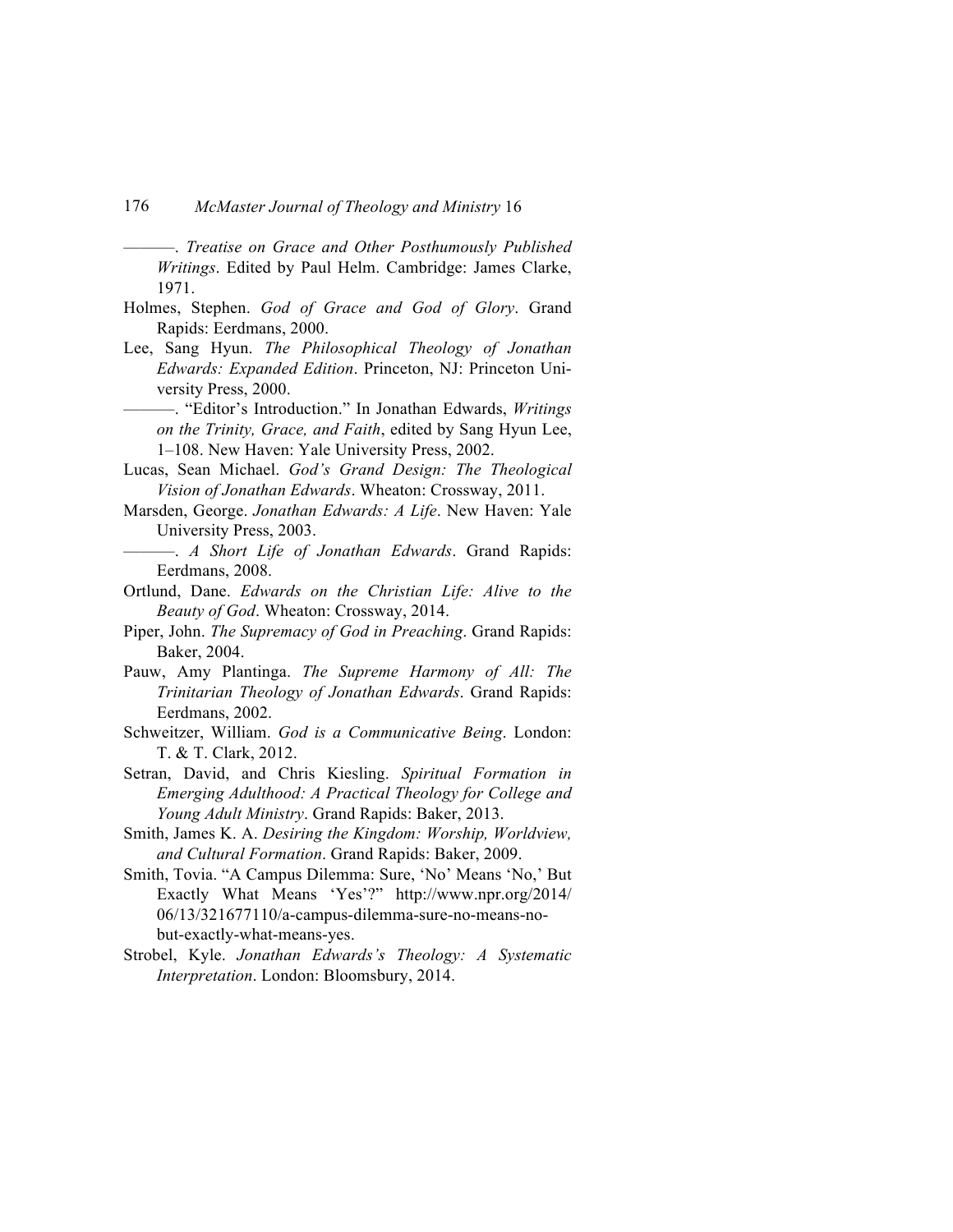———. *Treatise on Grace and Other Posthumously Published Writings*. Edited by Paul Helm. Cambridge: James Clarke, 1971.

Holmes, Stephen. *God of Grace and God of Glory*. Grand Rapids: Eerdmans, 2000.

Lee, Sang Hyun. *The Philosophical Theology of Jonathan Edwards: Expanded Edition*. Princeton, NJ: Princeton University Press, 2000.

———. "Editor's Introduction." In Jonathan Edwards, *Writings on the Trinity, Grace, and Faith*, edited by Sang Hyun Lee, 1–108. New Haven: Yale University Press, 2002.

Lucas, Sean Michael. *God's Grand Design: The Theological Vision of Jonathan Edwards*. Wheaton: Crossway, 2011.

Marsden, George. *Jonathan Edwards: A Life*. New Haven: Yale University Press, 2003.

———. *A Short Life of Jonathan Edwards*. Grand Rapids: Eerdmans, 2008.

Ortlund, Dane. *Edwards on the Christian Life: Alive to the Beauty of God*. Wheaton: Crossway, 2014.

Piper, John. *The Supremacy of God in Preaching*. Grand Rapids: Baker, 2004.

Pauw, Amy Plantinga. *The Supreme Harmony of All: The Trinitarian Theology of Jonathan Edwards*. Grand Rapids: Eerdmans, 2002.

Schweitzer, William. *God is a Communicative Being*. London: T. & T. Clark, 2012.

Setran, David, and Chris Kiesling. *Spiritual Formation in Emerging Adulthood: A Practical Theology for College and Young Adult Ministry*. Grand Rapids: Baker, 2013.

Smith, James K. A. *Desiring the Kingdom: Worship, Worldview, and Cultural Formation*. Grand Rapids: Baker, 2009.

Smith, Tovia. "A Campus Dilemma: Sure, 'No' Means 'No,' But Exactly What Means 'Yes'?" http://www.npr.org/2014/06/13/321677110/a-campus-dilemma-sure-no-means-no-but-exactly-what-means-yes.

Strobel, Kyle. *Jonathan Edwards's Theology: A Systematic Interpretation*. London: Bloomsbury, 2014.